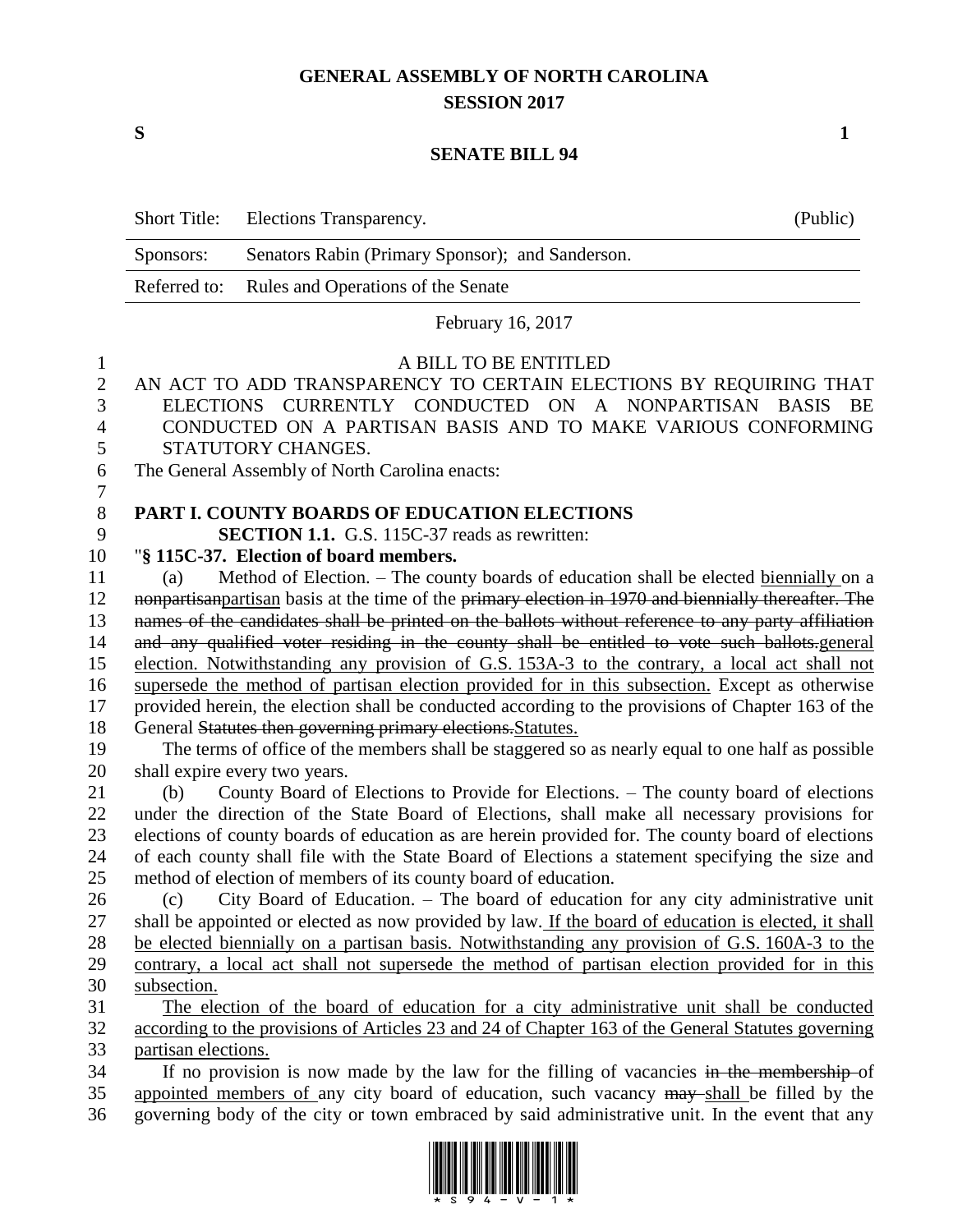# GENERAL ASSEMBLY OF NORTH CAROLINA
## SESSION 2017

**S** **1**

## SENATE BILL 94

| Short Title: | Elections Transparency. | (Public) |
|---|---|---|
| Sponsors: | Senators Rabin (Primary Sponsor); and Sanderson. | |
| Referred to: | Rules and Operations of the Senate | |

February 16, 2017

A BILL TO BE ENTITLED

AN ACT TO ADD TRANSPARENCY TO CERTAIN ELECTIONS BY REQUIRING THAT ELECTIONS CURRENTLY CONDUCTED ON A NONPARTISAN BASIS BE CONDUCTED ON A PARTISAN BASIS AND TO MAKE VARIOUS CONFORMING STATUTORY CHANGES.

The General Assembly of North Carolina enacts:

**PART I. COUNTY BOARDS OF EDUCATION ELECTIONS**

**SECTION 1.1.** G.S. 115C-37 reads as rewritten:

"**§ 115C-37. Election of board members.**

(a) Method of Election. – The county boards of education shall be elected <u>biennially</u> on a ~~nonpartisan~~<u>partisan</u> basis at the time of the ~~primary election in 1970 and biennially thereafter. The names of the candidates shall be printed on the ballots without reference to any party affiliation and any qualified voter residing in the county shall be entitled to vote such ballots.~~<u>general election. Notwithstanding any provision of G.S. 153A-3 to the contrary, a local act shall not supersede the method of partisan election provided for in this subsection.</u> Except as otherwise provided herein, the election shall be conducted according to the provisions of Chapter 163 of the General ~~Statutes then governing primary elections.~~<u>Statutes.</u>

The terms of office of the members shall be staggered so as nearly equal to one half as possible shall expire every two years.

(b) County Board of Elections to Provide for Elections. – The county board of elections under the direction of the State Board of Elections, shall make all necessary provisions for elections of county boards of education as are herein provided for. The county board of elections of each county shall file with the State Board of Elections a statement specifying the size and method of election of members of its county board of education.

(c) City Board of Education. – The board of education for any city administrative unit shall be appointed or elected as now provided by law.<u> If the board of education is elected, it shall be elected biennially on a partisan basis. Notwithstanding any provision of G.S. 160A-3 to the contrary, a local act shall not supersede the method of partisan election provided for in this subsection.</u>

<u>The election of the board of education for a city administrative unit shall be conducted according to the provisions of Articles 23 and 24 of Chapter 163 of the General Statutes governing partisan elections.</u>

If no provision is now made by the law for the filling of vacancies ~~in the membership~~ of <u>appointed members of</u> any city board of education, such vacancy ~~may~~ <u>shall</u> be filled by the governing body of the city or town embraced by said administrative unit. In the event that any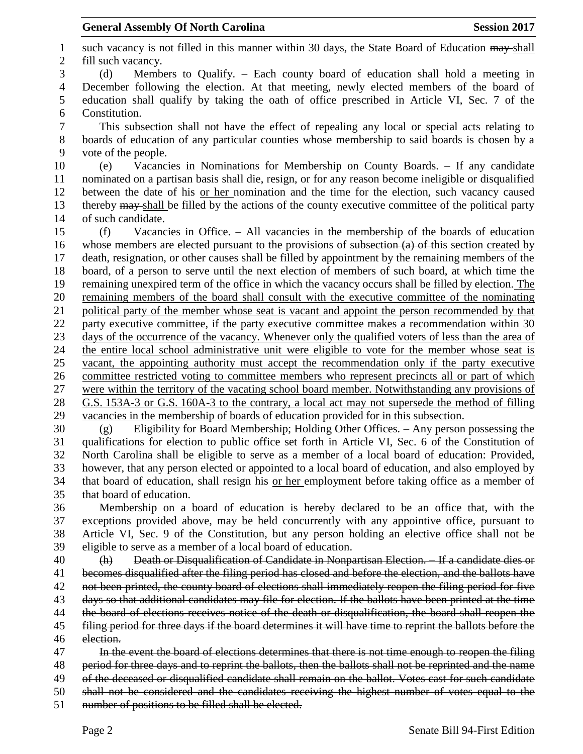such vacancy is not filled in this manner within 30 days, the State Board of Education ~~may~~ shall fill such vacancy.

(d) Members to Qualify. – Each county board of education shall hold a meeting in December following the election. At that meeting, newly elected members of the board of education shall qualify by taking the oath of office prescribed in Article VI, Sec. 7 of the Constitution.

This subsection shall not have the effect of repealing any local or special acts relating to boards of education of any particular counties whose membership to said boards is chosen by a vote of the people.

(e) Vacancies in Nominations for Membership on County Boards. – If any candidate nominated on a partisan basis shall die, resign, or for any reason become ineligible or disqualified between the date of his <u>or her</u> nomination and the time for the election, such vacancy caused thereby ~~may~~ shall be filled by the actions of the county executive committee of the political party of such candidate.

(f) Vacancies in Office. – All vacancies in the membership of the boards of education whose members are elected pursuant to the provisions of ~~subsection (a) of~~ this section <u>created</u> by death, resignation, or other causes shall be filled by appointment by the remaining members of the board, of a person to serve until the next election of members of such board, at which time the remaining unexpired term of the office in which the vacancy occurs shall be filled by election. <u>The remaining members of the board shall consult with the executive committee of the nominating political party of the member whose seat is vacant and appoint the person recommended by that party executive committee, if the party executive committee makes a recommendation within 30 days of the occurrence of the vacancy. Whenever only the qualified voters of less than the area of the entire local school administrative unit were eligible to vote for the member whose seat is vacant, the appointing authority must accept the recommendation only if the party executive committee restricted voting to committee members who represent precincts all or part of which were within the territory of the vacating school board member. Notwithstanding any provisions of G.S. 153A-3 or G.S. 160A-3 to the contrary, a local act may not supersede the method of filling vacancies in the membership of boards of education provided for in this subsection.</u>

(g) Eligibility for Board Membership; Holding Other Offices. – Any person possessing the qualifications for election to public office set forth in Article VI, Sec. 6 of the Constitution of North Carolina shall be eligible to serve as a member of a local board of education: Provided, however, that any person elected or appointed to a local board of education, and also employed by that board of education, shall resign his <u>or her</u> employment before taking office as a member of that board of education.

Membership on a board of education is hereby declared to be an office that, with the exceptions provided above, may be held concurrently with any appointive office, pursuant to Article VI, Sec. 9 of the Constitution, but any person holding an elective office shall not be eligible to serve as a member of a local board of education.

~~(h) Death or Disqualification of Candidate in Nonpartisan Election. – If a candidate dies or becomes disqualified after the filing period has closed and before the election, and the ballots have not been printed, the county board of elections shall immediately reopen the filing period for five days so that additional candidates may file for election. If the ballots have been printed at the time the board of elections receives notice of the death or disqualification, the board shall reopen the filing period for three days if the board determines it will have time to reprint the ballots before the election.~~

~~In the event the board of elections determines that there is not time enough to reopen the filing period for three days and to reprint the ballots, then the ballots shall not be reprinted and the name of the deceased or disqualified candidate shall remain on the ballot. Votes cast for such candidate shall not be considered and the candidates receiving the highest number of votes equal to the number of positions to be filled shall be elected.~~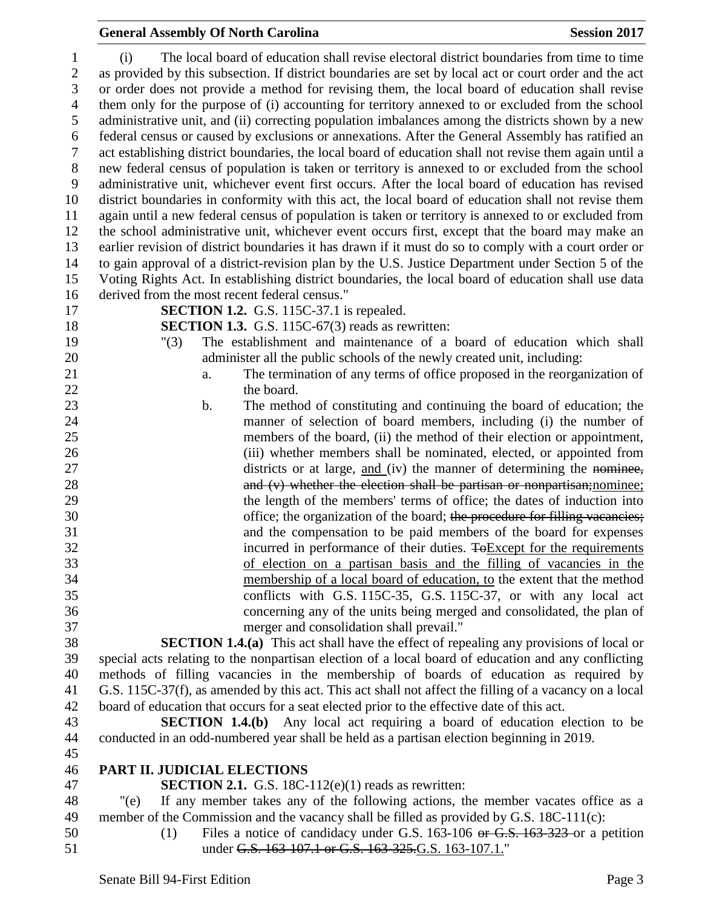(i) The local board of education shall revise electoral district boundaries from time to time as provided by this subsection. If district boundaries are set by local act or court order and the act or order does not provide a method for revising them, the local board of education shall revise them only for the purpose of (i) accounting for territory annexed to or excluded from the school administrative unit, and (ii) correcting population imbalances among the districts shown by a new federal census or caused by exclusions or annexations. After the General Assembly has ratified an act establishing district boundaries, the local board of education shall not revise them again until a new federal census of population is taken or territory is annexed to or excluded from the school administrative unit, whichever event first occurs. After the local board of education has revised district boundaries in conformity with this act, the local board of education shall not revise them again until a new federal census of population is taken or territory is annexed to or excluded from the school administrative unit, whichever event occurs first, except that the board may make an earlier revision of district boundaries it has drawn if it must do so to comply with a court order or to gain approval of a district-revision plan by the U.S. Justice Department under Section 5 of the Voting Rights Act. In establishing district boundaries, the local board of education shall use data derived from the most recent federal census."

**SECTION 1.2.** G.S. 115C-37.1 is repealed.

**SECTION 1.3.** G.S. 115C-67(3) reads as rewritten:

"(3) The establishment and maintenance of a board of education which shall administer all the public schools of the newly created unit, including:

a. The termination of any terms of office proposed in the reorganization of the board.

b. The method of constituting and continuing the board of education; the manner of selection of board members, including (i) the number of members of the board, (ii) the method of their election or appointment, (iii) whether members shall be nominated, elected, or appointed from districts or at large, <u>and</u> (iv) the manner of determining the ~~nominee, and (v) whether the election shall be partisan or nonpartisan;~~<u>nominee;</u> the length of the members' terms of office; the dates of induction into office; the organization of the board; ~~the procedure for filling vacancies;~~ and the compensation to be paid members of the board for expenses incurred in performance of their duties. ~~To~~<u>Except for the requirements of election on a partisan basis and the filling of vacancies in the membership of a local board of education, to</u> the extent that the method conflicts with G.S. 115C-35, G.S. 115C-37, or with any local act concerning any of the units being merged and consolidated, the plan of merger and consolidation shall prevail."

**SECTION 1.4.(a)** This act shall have the effect of repealing any provisions of local or special acts relating to the nonpartisan election of a local board of education and any conflicting methods of filling vacancies in the membership of boards of education as required by G.S. 115C-37(f), as amended by this act. This act shall not affect the filling of a vacancy on a local board of education that occurs for a seat elected prior to the effective date of this act.

**SECTION 1.4.(b)** Any local act requiring a board of education election to be conducted in an odd-numbered year shall be held as a partisan election beginning in 2019.

## PART II. JUDICIAL ELECTIONS

**SECTION 2.1.** G.S. 18C-112(e)(1) reads as rewritten:

"(e) If any member takes any of the following actions, the member vacates office as a member of the Commission and the vacancy shall be filled as provided by G.S. 18C-111(c):

(1) Files a notice of candidacy under G.S. 163-106 ~~or G.S. 163-323~~ or a petition under ~~G.S. 163-107.1 or G.S. 163-325.~~<u>G.S. 163-107.1.</u>"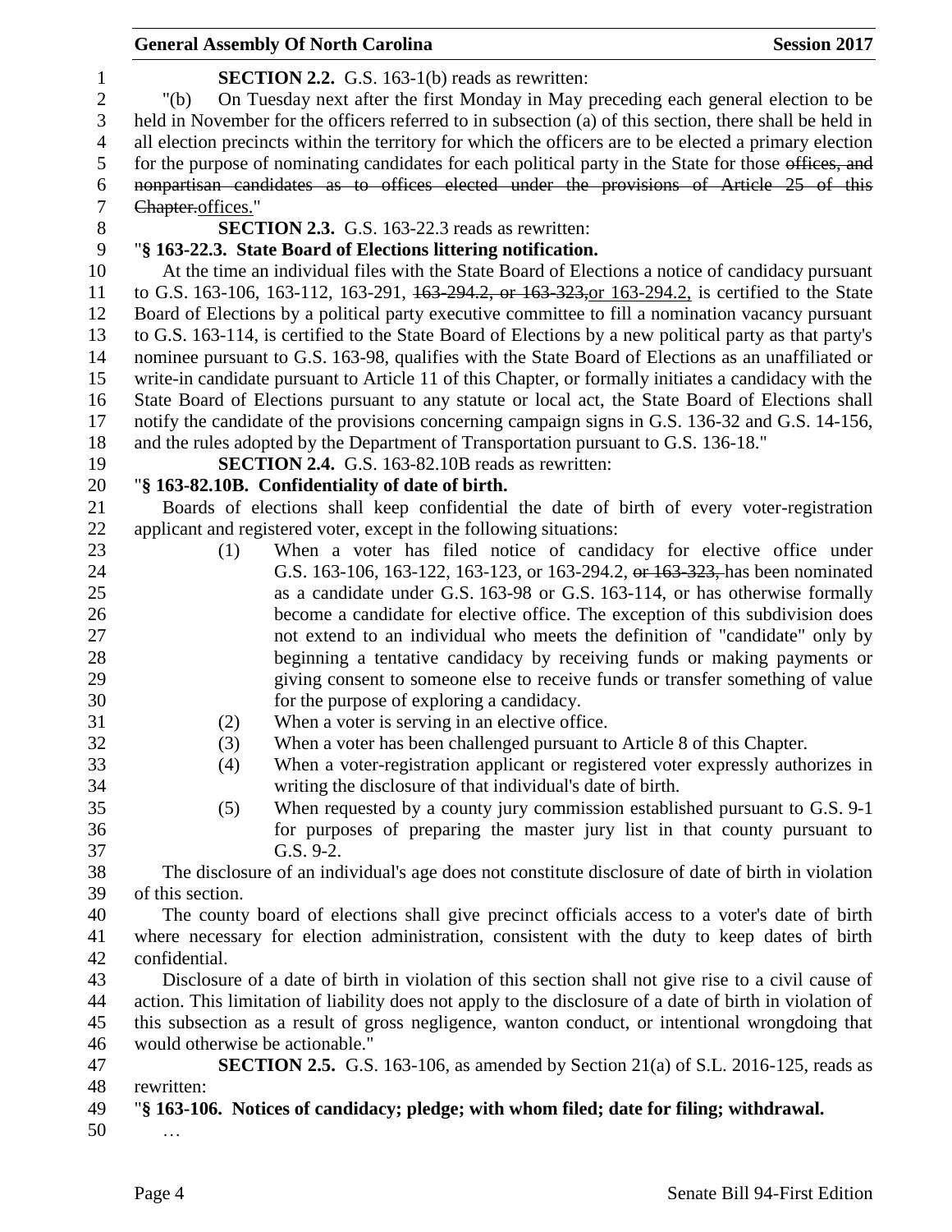**SECTION 2.2.** G.S. 163-1(b) reads as rewritten:

"(b) On Tuesday next after the first Monday in May preceding each general election to be held in November for the officers referred to in subsection (a) of this section, there shall be held in all election precincts within the territory for which the officers are to be elected a primary election for the purpose of nominating candidates for each political party in the State for those ~~offices, and nonpartisan candidates as to offices elected under the provisions of Article 25 of this Chapter.~~offices."

**SECTION 2.3.** G.S. 163-22.3 reads as rewritten:

"**§ 163-22.3. State Board of Elections littering notification.**

At the time an individual files with the State Board of Elections a notice of candidacy pursuant to G.S. 163-106, 163-112, 163-291, ~~163-294.2, or 163-323,~~or 163-294.2, is certified to the State Board of Elections by a political party executive committee to fill a nomination vacancy pursuant to G.S. 163-114, is certified to the State Board of Elections by a new political party as that party's nominee pursuant to G.S. 163-98, qualifies with the State Board of Elections as an unaffiliated or write-in candidate pursuant to Article 11 of this Chapter, or formally initiates a candidacy with the State Board of Elections pursuant to any statute or local act, the State Board of Elections shall notify the candidate of the provisions concerning campaign signs in G.S. 136-32 and G.S. 14-156, and the rules adopted by the Department of Transportation pursuant to G.S. 136-18."

**SECTION 2.4.** G.S. 163-82.10B reads as rewritten:

"**§ 163-82.10B. Confidentiality of date of birth.**

Boards of elections shall keep confidential the date of birth of every voter-registration applicant and registered voter, except in the following situations:

(1) When a voter has filed notice of candidacy for elective office under G.S. 163-106, 163-122, 163-123, or 163-294.2, ~~or 163-323,~~ has been nominated as a candidate under G.S. 163-98 or G.S. 163-114, or has otherwise formally become a candidate for elective office. The exception of this subdivision does not extend to an individual who meets the definition of "candidate" only by beginning a tentative candidacy by receiving funds or making payments or giving consent to someone else to receive funds or transfer something of value for the purpose of exploring a candidacy.

(2) When a voter is serving in an elective office.

(3) When a voter has been challenged pursuant to Article 8 of this Chapter.

(4) When a voter-registration applicant or registered voter expressly authorizes in writing the disclosure of that individual's date of birth.

(5) When requested by a county jury commission established pursuant to G.S. 9-1 for purposes of preparing the master jury list in that county pursuant to G.S. 9-2.

The disclosure of an individual's age does not constitute disclosure of date of birth in violation of this section.

The county board of elections shall give precinct officials access to a voter's date of birth where necessary for election administration, consistent with the duty to keep dates of birth confidential.

Disclosure of a date of birth in violation of this section shall not give rise to a civil cause of action. This limitation of liability does not apply to the disclosure of a date of birth in violation of this subsection as a result of gross negligence, wanton conduct, or intentional wrongdoing that would otherwise be actionable."

**SECTION 2.5.** G.S. 163-106, as amended by Section 21(a) of S.L. 2016-125, reads as rewritten:

"**§ 163-106. Notices of candidacy; pledge; with whom filed; date for filing; withdrawal.**

…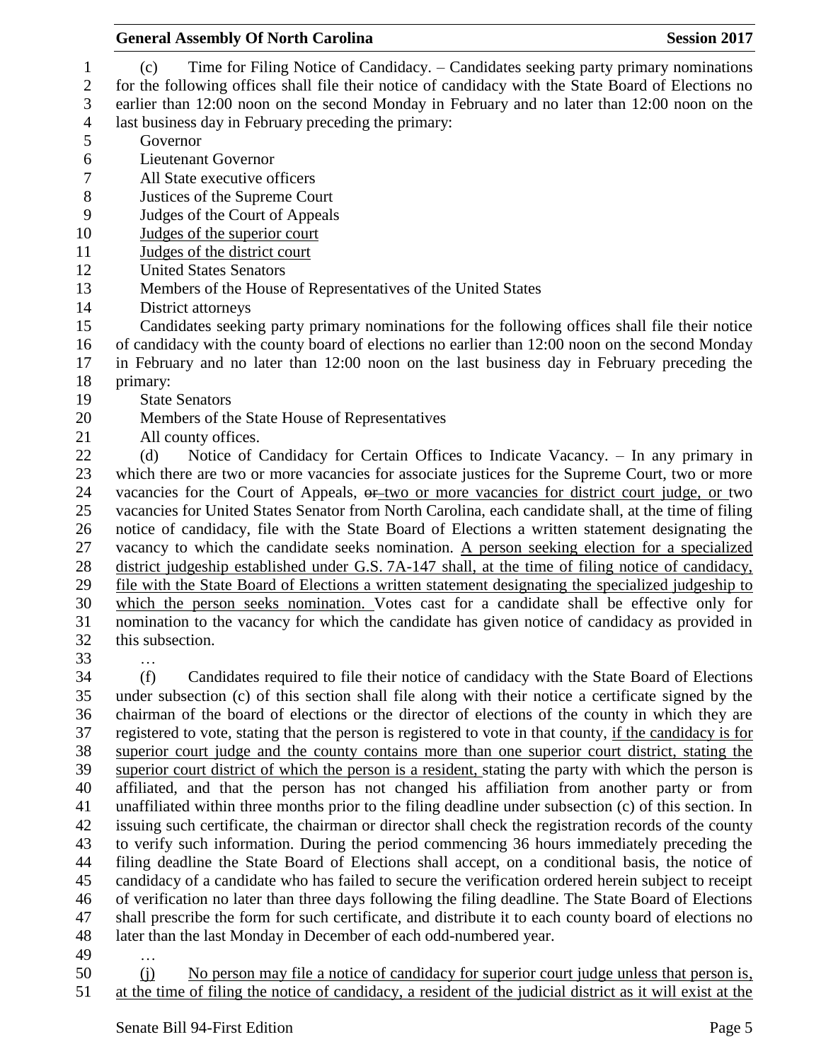(c) Time for Filing Notice of Candidacy. – Candidates seeking party primary nominations for the following offices shall file their notice of candidacy with the State Board of Elections no earlier than 12:00 noon on the second Monday in February and no later than 12:00 noon on the last business day in February preceding the primary:

Governor
Lieutenant Governor
All State executive officers
Justices of the Supreme Court
Judges of the Court of Appeals
<u>Judges of the superior court</u>
<u>Judges of the district court</u>
United States Senators
Members of the House of Representatives of the United States
District attorneys

Candidates seeking party primary nominations for the following offices shall file their notice of candidacy with the county board of elections no earlier than 12:00 noon on the second Monday in February and no later than 12:00 noon on the last business day in February preceding the primary:

State Senators
Members of the State House of Representatives
All county offices.

(d) Notice of Candidacy for Certain Offices to Indicate Vacancy. – In any primary in which there are two or more vacancies for associate justices for the Supreme Court, two or more vacancies for the Court of Appeals, ~~or~~ <u>two or more vacancies for district court judge, or</u> two vacancies for United States Senator from North Carolina, each candidate shall, at the time of filing notice of candidacy, file with the State Board of Elections a written statement designating the vacancy to which the candidate seeks nomination. <u>A person seeking election for a specialized district judgeship established under G.S. 7A-147 shall, at the time of filing notice of candidacy, file with the State Board of Elections a written statement designating the specialized judgeship to which the person seeks nomination.</u> Votes cast for a candidate shall be effective only for nomination to the vacancy for which the candidate has given notice of candidacy as provided in this subsection.

…

(f) Candidates required to file their notice of candidacy with the State Board of Elections under subsection (c) of this section shall file along with their notice a certificate signed by the chairman of the board of elections or the director of elections of the county in which they are registered to vote, stating that the person is registered to vote in that county, <u>if the candidacy is for superior court judge and the county contains more than one superior court district, stating the superior court district of which the person is a resident,</u> stating the party with which the person is affiliated, and that the person has not changed his affiliation from another party or from unaffiliated within three months prior to the filing deadline under subsection (c) of this section. In issuing such certificate, the chairman or director shall check the registration records of the county to verify such information. During the period commencing 36 hours immediately preceding the filing deadline the State Board of Elections shall accept, on a conditional basis, the notice of candidacy of a candidate who has failed to secure the verification ordered herein subject to receipt of verification no later than three days following the filing deadline. The State Board of Elections shall prescribe the form for such certificate, and distribute it to each county board of elections no later than the last Monday in December of each odd-numbered year.

…

<u>(j) No person may file a notice of candidacy for superior court judge unless that person is, at the time of filing the notice of candidacy, a resident of the judicial district as it will exist at the</u>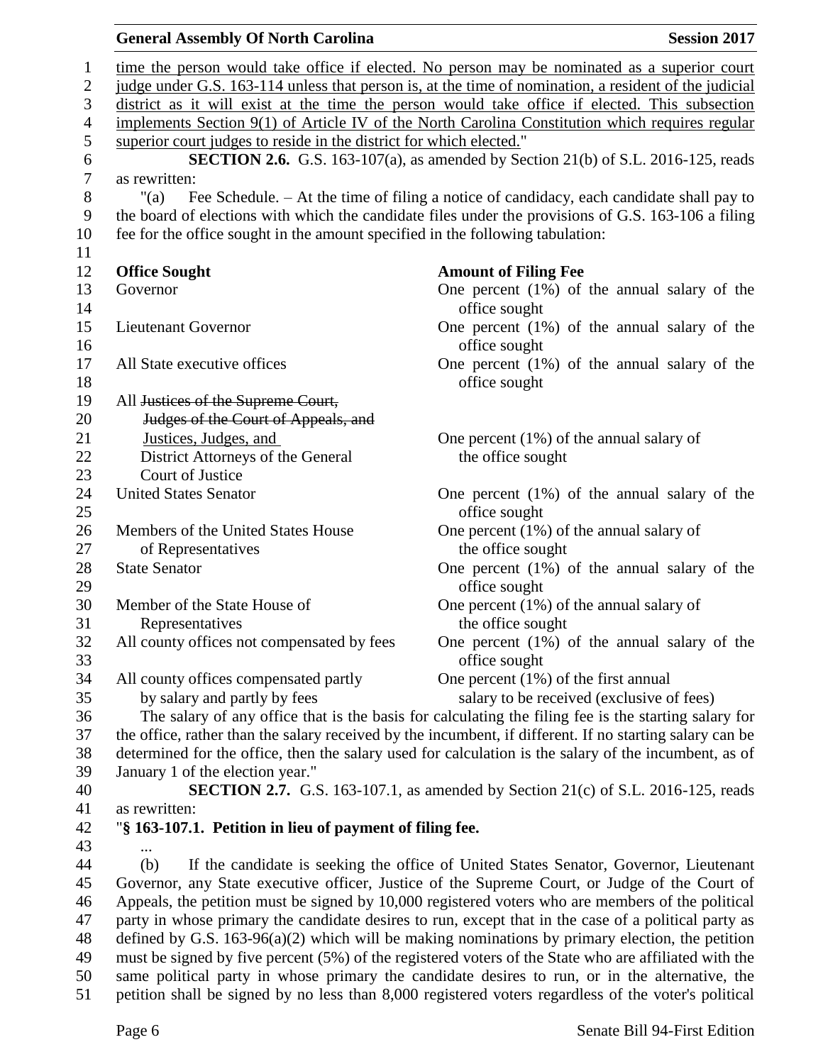time the person would take office if elected. No person may be nominated as a superior court judge under G.S. 163-114 unless that person is, at the time of nomination, a resident of the judicial district as it will exist at the time the person would take office if elected. This subsection implements Section 9(1) of Article IV of the North Carolina Constitution which requires regular superior court judges to reside in the district for which elected."

**SECTION 2.6.** G.S. 163-107(a), as amended by Section 21(b) of S.L. 2016-125, reads as rewritten:

"(a) Fee Schedule. – At the time of filing a notice of candidacy, each candidate shall pay to the board of elections with which the candidate files under the provisions of G.S. 163-106 a filing fee for the office sought in the amount specified in the following tabulation:

| **Office Sought** | **Amount of Filing Fee** |
|---|---|
| Governor | One percent (1%) of the annual salary of the office sought |
| Lieutenant Governor | One percent (1%) of the annual salary of the office sought |
| All State executive offices | One percent (1%) of the annual salary of the office sought |
| All ~~Justices of the Supreme Court, Judges of the Court of Appeals, and~~ Justices, Judges, and District Attorneys of the General Court of Justice | One percent (1%) of the annual salary of the office sought |
| United States Senator | One percent (1%) of the annual salary of the office sought |
| Members of the United States House of Representatives | One percent (1%) of the annual salary of the office sought |
| State Senator | One percent (1%) of the annual salary of the office sought |
| Member of the State House of Representatives | One percent (1%) of the annual salary of the office sought |
| All county offices not compensated by fees | One percent (1%) of the annual salary of the office sought |
| All county offices compensated partly by salary and partly by fees | One percent (1%) of the first annual salary to be received (exclusive of fees) |

The salary of any office that is the basis for calculating the filing fee is the starting salary for the office, rather than the salary received by the incumbent, if different. If no starting salary can be determined for the office, then the salary used for calculation is the salary of the incumbent, as of January 1 of the election year."

**SECTION 2.7.** G.S. 163-107.1, as amended by Section 21(c) of S.L. 2016-125, reads as rewritten:

"**§ 163-107.1. Petition in lieu of payment of filing fee.**

...

(b) If the candidate is seeking the office of United States Senator, Governor, Lieutenant Governor, any State executive officer, Justice of the Supreme Court, or Judge of the Court of Appeals, the petition must be signed by 10,000 registered voters who are members of the political party in whose primary the candidate desires to run, except that in the case of a political party as defined by G.S. 163-96(a)(2) which will be making nominations by primary election, the petition must be signed by five percent (5%) of the registered voters of the State who are affiliated with the same political party in whose primary the candidate desires to run, or in the alternative, the petition shall be signed by no less than 8,000 registered voters regardless of the voter's political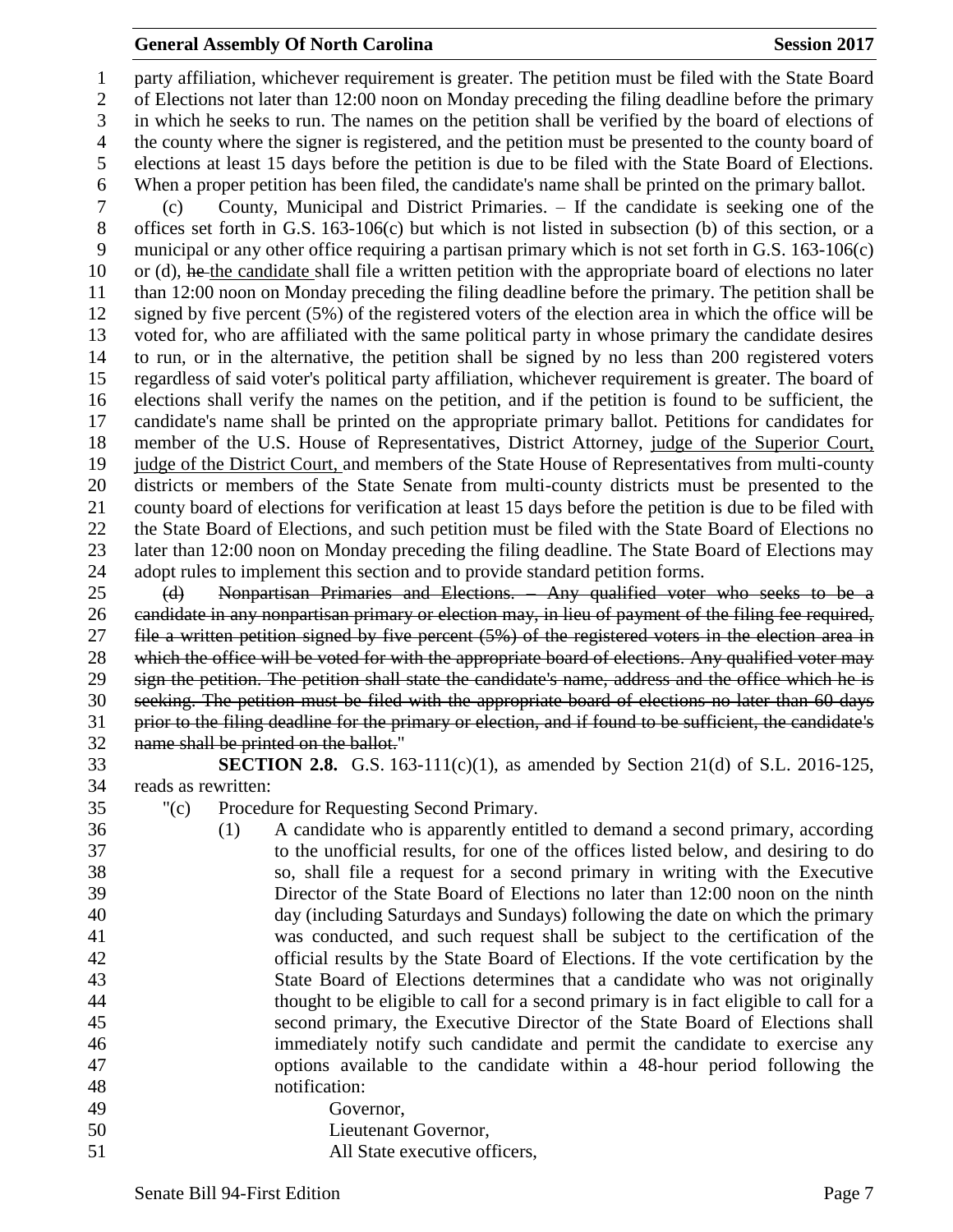party affiliation, whichever requirement is greater. The petition must be filed with the State Board of Elections not later than 12:00 noon on Monday preceding the filing deadline before the primary in which he seeks to run. The names on the petition shall be verified by the board of elections of the county where the signer is registered, and the petition must be presented to the county board of elections at least 15 days before the petition is due to be filed with the State Board of Elections. When a proper petition has been filed, the candidate's name shall be printed on the primary ballot.

(c) County, Municipal and District Primaries. – If the candidate is seeking one of the offices set forth in G.S. 163-106(c) but which is not listed in subsection (b) of this section, or a municipal or any other office requiring a partisan primary which is not set forth in G.S. 163-106(c) or (d), ~~he~~ <u>the candidate</u> shall file a written petition with the appropriate board of elections no later than 12:00 noon on Monday preceding the filing deadline before the primary. The petition shall be signed by five percent (5%) of the registered voters of the election area in which the office will be voted for, who are affiliated with the same political party in whose primary the candidate desires to run, or in the alternative, the petition shall be signed by no less than 200 registered voters regardless of said voter's political party affiliation, whichever requirement is greater. The board of elections shall verify the names on the petition, and if the petition is found to be sufficient, the candidate's name shall be printed on the appropriate primary ballot. Petitions for candidates for member of the U.S. House of Representatives, District Attorney, <u>judge of the Superior Court, judge of the District Court,</u> and members of the State House of Representatives from multi-county districts or members of the State Senate from multi-county districts must be presented to the county board of elections for verification at least 15 days before the petition is due to be filed with the State Board of Elections, and such petition must be filed with the State Board of Elections no later than 12:00 noon on Monday preceding the filing deadline. The State Board of Elections may adopt rules to implement this section and to provide standard petition forms.

~~(d) Nonpartisan Primaries and Elections. – Any qualified voter who seeks to be a candidate in any nonpartisan primary or election may, in lieu of payment of the filing fee required, file a written petition signed by five percent (5%) of the registered voters in the election area in which the office will be voted for with the appropriate board of elections. Any qualified voter may sign the petition. The petition shall state the candidate's name, address and the office which he is seeking. The petition must be filed with the appropriate board of elections no later than 60 days prior to the filing deadline for the primary or election, and if found to be sufficient, the candidate's name shall be printed on the ballot.~~"

**SECTION 2.8.** G.S. 163-111(c)(1), as amended by Section 21(d) of S.L. 2016-125, reads as rewritten:

"(c) Procedure for Requesting Second Primary.

(1) A candidate who is apparently entitled to demand a second primary, according to the unofficial results, for one of the offices listed below, and desiring to do so, shall file a request for a second primary in writing with the Executive Director of the State Board of Elections no later than 12:00 noon on the ninth day (including Saturdays and Sundays) following the date on which the primary was conducted, and such request shall be subject to the certification of the official results by the State Board of Elections. If the vote certification by the State Board of Elections determines that a candidate who was not originally thought to be eligible to call for a second primary is in fact eligible to call for a second primary, the Executive Director of the State Board of Elections shall immediately notify such candidate and permit the candidate to exercise any options available to the candidate within a 48-hour period following the notification:

Governor,
Lieutenant Governor,
All State executive officers,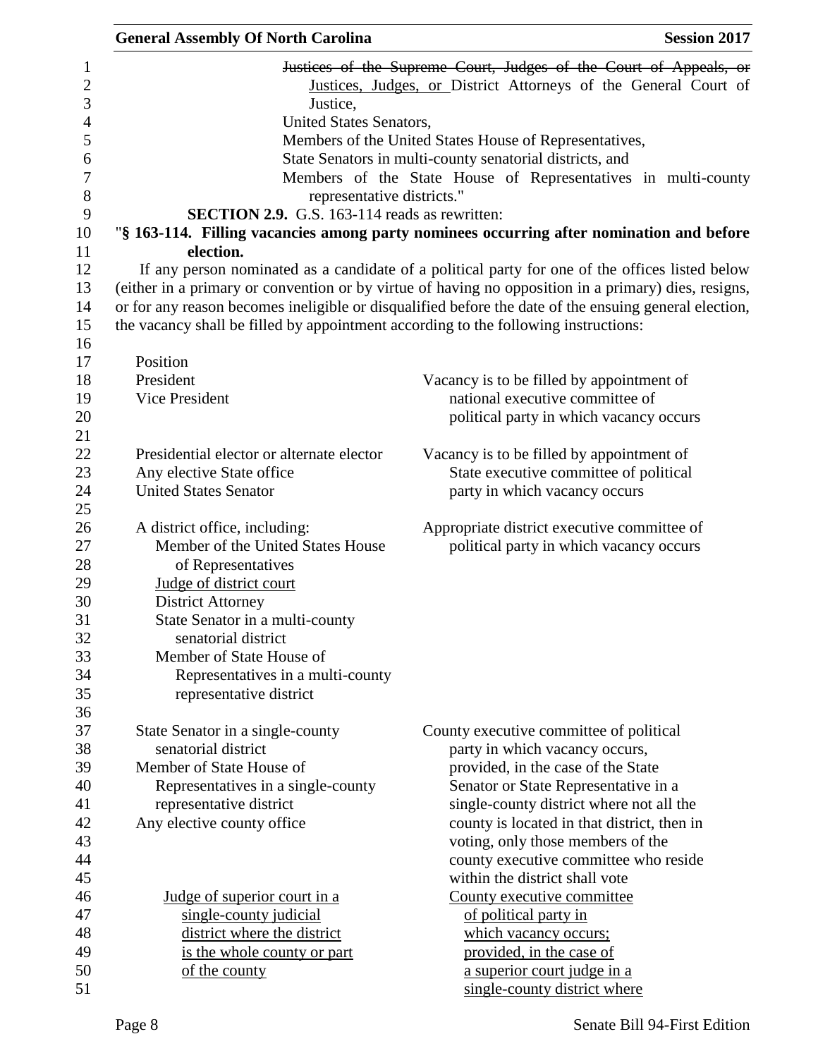~~Justices of the Supreme Court, Judges of the Court of Appeals, or~~ Justices, Judges, or District Attorneys of the General Court of Justice,
United States Senators,
Members of the United States House of Representatives,
State Senators in multi-county senatorial districts, and
Members of the State House of Representatives in multi-county representative districts."

**SECTION 2.9.** G.S. 163-114 reads as rewritten:

"**§ 163-114. Filling vacancies among party nominees occurring after nomination and before election.**

If any person nominated as a candidate of a political party for one of the offices listed below (either in a primary or convention or by virtue of having no opposition in a primary) dies, resigns, or for any reason becomes ineligible or disqualified before the date of the ensuing general election, the vacancy shall be filled by appointment according to the following instructions:

| Position | |
|---|---|
| President<br>Vice President | Vacancy is to be filled by appointment of national executive committee of political party in which vacancy occurs |
| Presidential elector or alternate elector<br>Any elective State office<br>United States Senator | Vacancy is to be filled by appointment of State executive committee of political party in which vacancy occurs |
| A district office, including:<br>Member of the United States House of Representatives<br><u>Judge of district court</u><br>District Attorney<br>State Senator in a multi-county senatorial district<br>Member of State House of Representatives in a multi-county representative district | Appropriate district executive committee of political party in which vacancy occurs |
| State Senator in a single-county senatorial district<br>Member of State House of Representatives in a single-county representative district<br>Any elective county office | County executive committee of political party in which vacancy occurs, provided, in the case of the State Senator or State Representative in a single-county district where not all the county is located in that district, then in voting, only those members of the county executive committee who reside within the district shall vote |
| <u>Judge of superior court in a single-county judicial district where the district is the whole county or part of the county</u> | <u>County executive committee of political party in which vacancy occurs; provided, in the case of a superior court judge in a single-county district where</u> |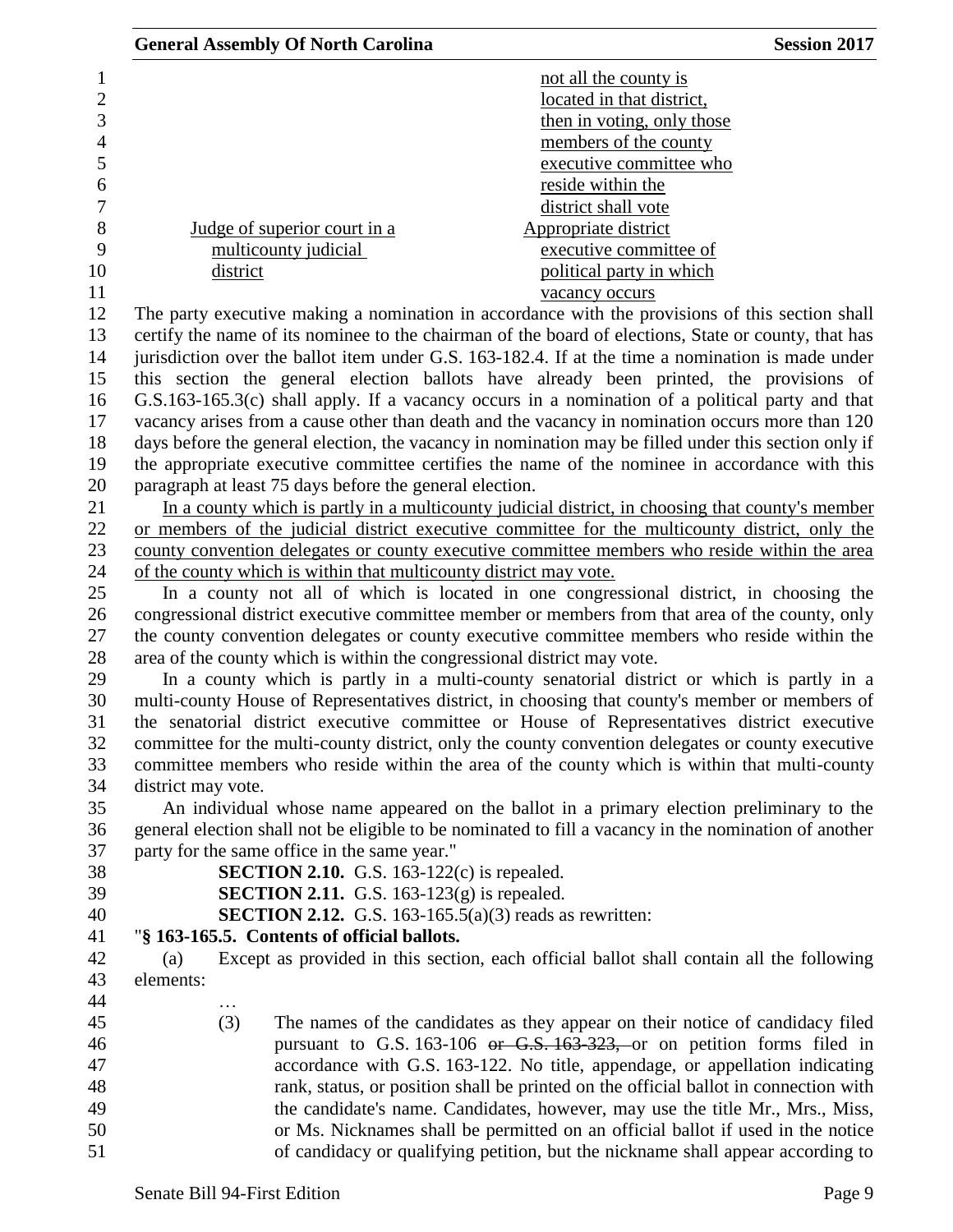| | |
|---|---|
| | <u>not all the county is located in that district, then in voting, only those members of the county executive committee who reside within the district shall vote</u> |
| <u>Judge of superior court in a multicounty judicial district</u> | <u>Appropriate district executive committee of political party in which vacancy occurs</u> |

The party executive making a nomination in accordance with the provisions of this section shall certify the name of its nominee to the chairman of the board of elections, State or county, that has jurisdiction over the ballot item under G.S. 163-182.4. If at the time a nomination is made under this section the general election ballots have already been printed, the provisions of G.S.163-165.3(c) shall apply. If a vacancy occurs in a nomination of a political party and that vacancy arises from a cause other than death and the vacancy in nomination occurs more than 120 days before the general election, the vacancy in nomination may be filled under this section only if the appropriate executive committee certifies the name of the nominee in accordance with this paragraph at least 75 days before the general election.

<u>In a county which is partly in a multicounty judicial district, in choosing that county's member or members of the judicial district executive committee for the multicounty district, only the county convention delegates or county executive committee members who reside within the area of the county which is within that multicounty district may vote.</u>

In a county not all of which is located in one congressional district, in choosing the congressional district executive committee member or members from that area of the county, only the county convention delegates or county executive committee members who reside within the area of the county which is within the congressional district may vote.

In a county which is partly in a multi-county senatorial district or which is partly in a multi-county House of Representatives district, in choosing that county's member or members of the senatorial district executive committee or House of Representatives district executive committee for the multi-county district, only the county convention delegates or county executive committee members who reside within the area of the county which is within that multi-county district may vote.

An individual whose name appeared on the ballot in a primary election preliminary to the general election shall not be eligible to be nominated to fill a vacancy in the nomination of another party for the same office in the same year."

**SECTION 2.10.** G.S. 163-122(c) is repealed.

**SECTION 2.11.** G.S. 163-123(g) is repealed.

**SECTION 2.12.** G.S. 163-165.5(a)(3) reads as rewritten:

"**§ 163-165.5. Contents of official ballots.**

(a) Except as provided in this section, each official ballot shall contain all the following elements:

…

(3) The names of the candidates as they appear on their notice of candidacy filed pursuant to G.S. 163-106 ~~or G.S. 163-323,~~ or on petition forms filed in accordance with G.S. 163-122. No title, appendage, or appellation indicating rank, status, or position shall be printed on the official ballot in connection with the candidate's name. Candidates, however, may use the title Mr., Mrs., Miss, or Ms. Nicknames shall be permitted on an official ballot if used in the notice of candidacy or qualifying petition, but the nickname shall appear according to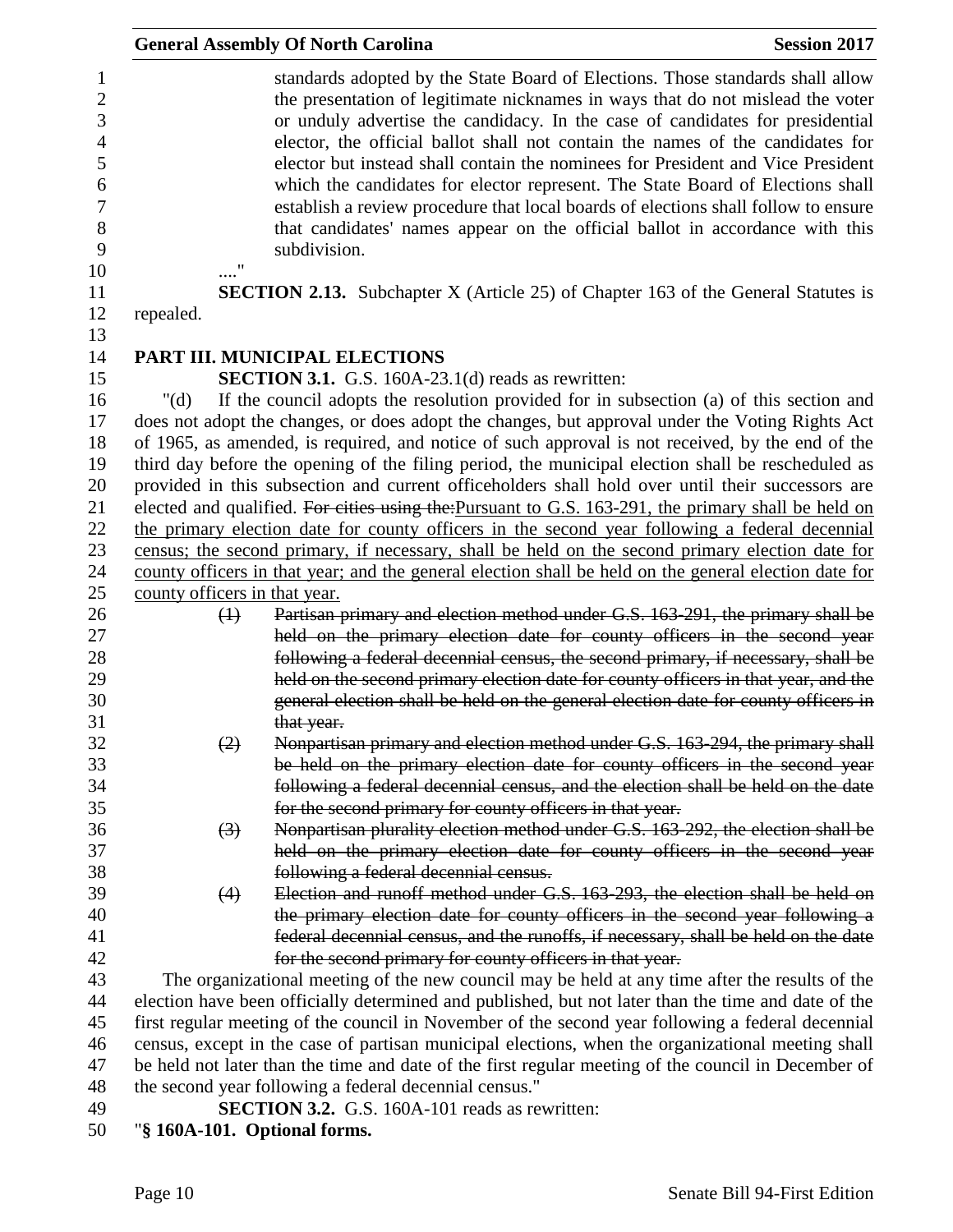standards adopted by the State Board of Elections. Those standards shall allow the presentation of legitimate nicknames in ways that do not mislead the voter or unduly advertise the candidacy. In the case of candidates for presidential elector, the official ballot shall not contain the names of the candidates for elector but instead shall contain the nominees for President and Vice President which the candidates for elector represent. The State Board of Elections shall establish a review procedure that local boards of elections shall follow to ensure that candidates' names appear on the official ballot in accordance with this subdivision.

…."

**SECTION 2.13.** Subchapter X (Article 25) of Chapter 163 of the General Statutes is repealed.

**PART III. MUNICIPAL ELECTIONS**

**SECTION 3.1.** G.S. 160A-23.1(d) reads as rewritten:

"(d) If the council adopts the resolution provided for in subsection (a) of this section and does not adopt the changes, or does adopt the changes, but approval under the Voting Rights Act of 1965, as amended, is required, and notice of such approval is not received, by the end of the third day before the opening of the filing period, the municipal election shall be rescheduled as provided in this subsection and current officeholders shall hold over until their successors are elected and qualified. ~~For cities using the:~~Pursuant to G.S. 163-291, the primary shall be held on the primary election date for county officers in the second year following a federal decennial census; the second primary, if necessary, shall be held on the second primary election date for county officers in that year; and the general election shall be held on the general election date for county officers in that year.

~~(1) Partisan primary and election method under G.S. 163-291, the primary shall be held on the primary election date for county officers in the second year following a federal decennial census, the second primary, if necessary, shall be held on the second primary election date for county officers in that year, and the general election shall be held on the general election date for county officers in that year.~~

~~(2) Nonpartisan primary and election method under G.S. 163-294, the primary shall be held on the primary election date for county officers in the second year following a federal decennial census, and the election shall be held on the date for the second primary for county officers in that year.~~

~~(3) Nonpartisan plurality election method under G.S. 163-292, the election shall be held on the primary election date for county officers in the second year following a federal decennial census.~~

~~(4) Election and runoff method under G.S. 163-293, the election shall be held on the primary election date for county officers in the second year following a federal decennial census, and the runoffs, if necessary, shall be held on the date for the second primary for county officers in that year.~~

The organizational meeting of the new council may be held at any time after the results of the election have been officially determined and published, but not later than the time and date of the first regular meeting of the council in November of the second year following a federal decennial census, except in the case of partisan municipal elections, when the organizational meeting shall be held not later than the time and date of the first regular meeting of the council in December of the second year following a federal decennial census."

**SECTION 3.2.** G.S. 160A-101 reads as rewritten:

"**§ 160A-101. Optional forms.**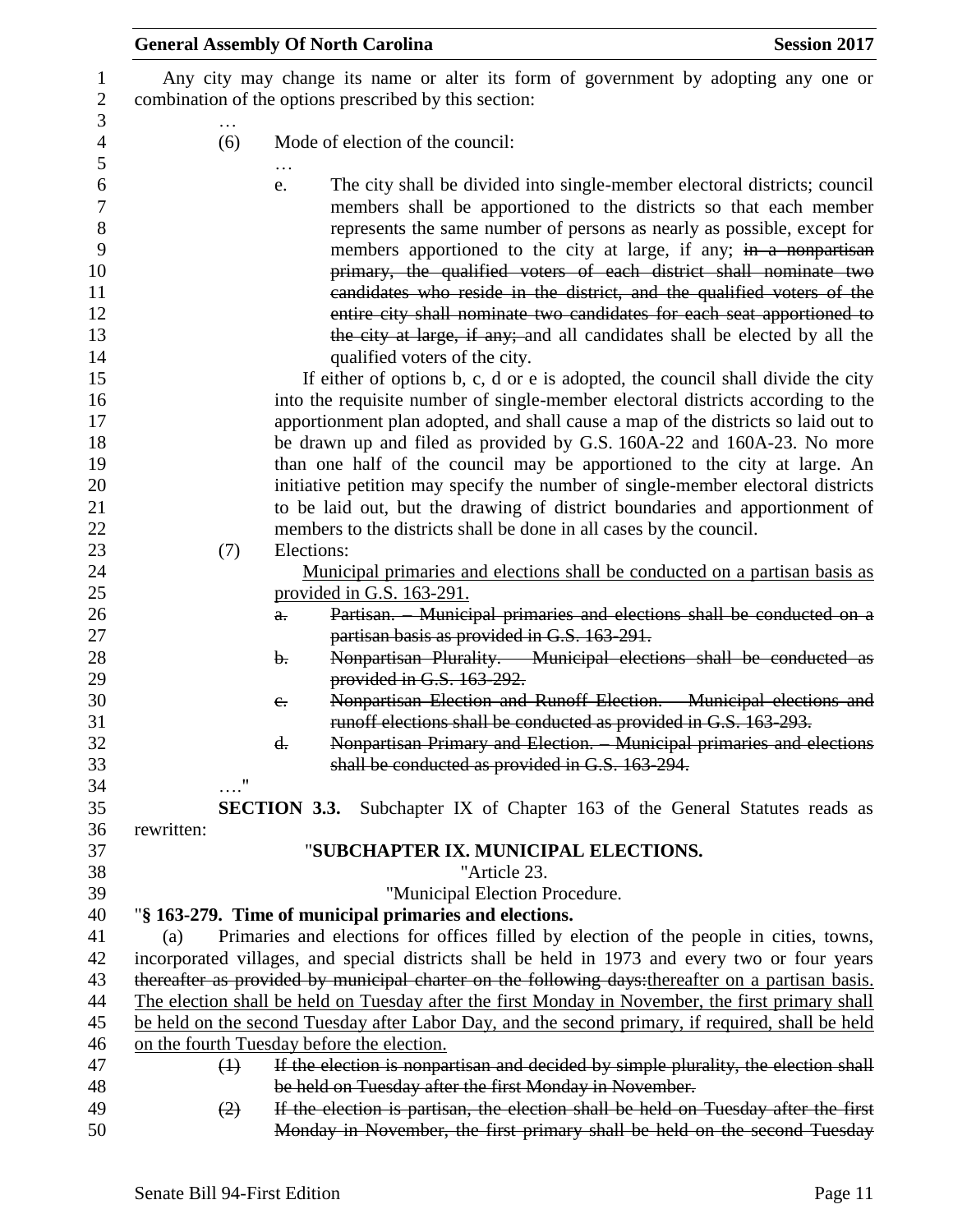Any city may change its name or alter its form of government by adopting any one or combination of the options prescribed by this section:

…

(6) Mode of election of the council:

…

e. The city shall be divided into single-member electoral districts; council members shall be apportioned to the districts so that each member represents the same number of persons as nearly as possible, except for members apportioned to the city at large, if any; ~~in a nonpartisan primary, the qualified voters of each district shall nominate two candidates who reside in the district, and the qualified voters of the entire city shall nominate two candidates for each seat apportioned to the city at large, if any;~~ and all candidates shall be elected by all the qualified voters of the city.

If either of options b, c, d or e is adopted, the council shall divide the city into the requisite number of single-member electoral districts according to the apportionment plan adopted, and shall cause a map of the districts so laid out to be drawn up and filed as provided by G.S. 160A-22 and 160A-23. No more than one half of the council may be apportioned to the city at large. An initiative petition may specify the number of single-member electoral districts to be laid out, but the drawing of district boundaries and apportionment of members to the districts shall be done in all cases by the council.

(7) Elections:

<u>Municipal primaries and elections shall be conducted on a partisan basis as provided in G.S. 163-291.</u>

~~a. Partisan. – Municipal primaries and elections shall be conducted on a partisan basis as provided in G.S. 163-291.~~

~~b. Nonpartisan Plurality. – Municipal elections shall be conducted as provided in G.S. 163-292.~~

~~c. Nonpartisan Election and Runoff Election. – Municipal elections and runoff elections shall be conducted as provided in G.S. 163-293.~~

~~d. Nonpartisan Primary and Election. – Municipal primaries and elections shall be conducted as provided in G.S. 163-294.~~

…."

**SECTION 3.3.** Subchapter IX of Chapter 163 of the General Statutes reads as rewritten:

"**SUBCHAPTER IX. MUNICIPAL ELECTIONS.**

"Article 23.

"Municipal Election Procedure.

"**§ 163-279. Time of municipal primaries and elections.**

(a) Primaries and elections for offices filled by election of the people in cities, towns, incorporated villages, and special districts shall be held in 1973 and every two or four years ~~thereafter as provided by municipal charter on the following days:~~<u>thereafter on a partisan basis. The election shall be held on Tuesday after the first Monday in November, the first primary shall be held on the second Tuesday after Labor Day, and the second primary, if required, shall be held on the fourth Tuesday before the election.</u>

~~(1) If the election is nonpartisan and decided by simple plurality, the election shall be held on Tuesday after the first Monday in November.~~

~~(2) If the election is partisan, the election shall be held on Tuesday after the first Monday in November, the first primary shall be held on the second Tuesday~~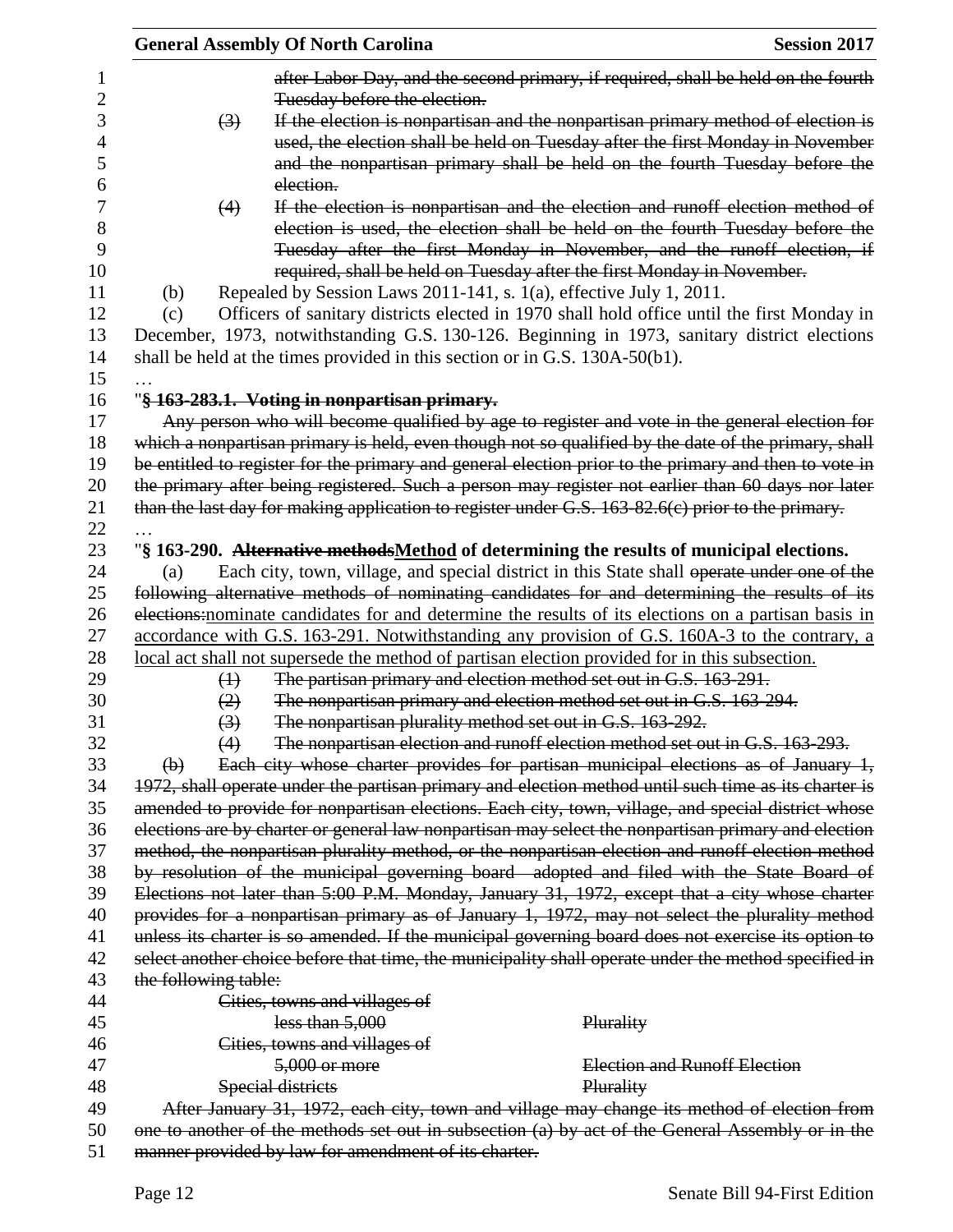~~after Labor Day, and the second primary, if required, shall be held on the fourth Tuesday before the election.~~

~~(3) If the election is nonpartisan and the nonpartisan primary method of election is used, the election shall be held on Tuesday after the first Monday in November and the nonpartisan primary shall be held on the fourth Tuesday before the election.~~

~~(4) If the election is nonpartisan and the election and runoff election method of election is used, the election shall be held on the fourth Tuesday before the Tuesday after the first Monday in November, and the runoff election, if required, shall be held on Tuesday after the first Monday in November.~~

(b) Repealed by Session Laws 2011-141, s. 1(a), effective July 1, 2011.

(c) Officers of sanitary districts elected in 1970 shall hold office until the first Monday in December, 1973, notwithstanding G.S. 130-126. Beginning in 1973, sanitary district elections shall be held at the times provided in this section or in G.S. 130A-50(b1).

…

"**~~§ 163-283.1. Voting in nonpartisan primary.~~**

~~Any person who will become qualified by age to register and vote in the general election for which a nonpartisan primary is held, even though not so qualified by the date of the primary, shall be entitled to register for the primary and general election prior to the primary and then to vote in the primary after being registered. Such a person may register not earlier than 60 days nor later than the last day for making application to register under G.S. 163-82.6(c) prior to the primary.~~

…

"**§ 163-290. ~~Alternative methods~~<u>Method</u> of determining the results of municipal elections.**

(a) Each city, town, village, and special district in this State shall ~~operate under one of the following alternative methods of nominating candidates for and determining the results of its elections:~~<u>nominate candidates for and determine the results of its elections on a partisan basis in accordance with G.S. 163-291. Notwithstanding any provision of G.S. 160A-3 to the contrary, a local act shall not supersede the method of partisan election provided for in this subsection.</u>

~~(1) The partisan primary and election method set out in G.S. 163-291.~~

~~(2) The nonpartisan primary and election method set out in G.S. 163-294.~~

~~(3) The nonpartisan plurality method set out in G.S. 163-292.~~

~~(4) The nonpartisan election and runoff election method set out in G.S. 163-293.~~

~~(b) Each city whose charter provides for partisan municipal elections as of January 1, 1972, shall operate under the partisan primary and election method until such time as its charter is amended to provide for nonpartisan elections. Each city, town, village, and special district whose elections are by charter or general law nonpartisan may select the nonpartisan primary and election method, the nonpartisan plurality method, or the nonpartisan election and runoff election method by resolution of the municipal governing board adopted and filed with the State Board of Elections not later than 5:00 P.M. Monday, January 31, 1972, except that a city whose charter provides for a nonpartisan primary as of January 1, 1972, may not select the plurality method unless its charter is so amended. If the municipal governing board does not exercise its option to select another choice before that time, the municipality shall operate under the method specified in the following table:~~

| | |
|---|---|
| ~~Cities, towns and villages of less than 5,000~~ | ~~Plurality~~ |
| ~~Cities, towns and villages of 5,000 or more~~ | ~~Election and Runoff Election~~ |
| ~~Special districts~~ | ~~Plurality~~ |

~~After January 31, 1972, each city, town and village may change its method of election from one to another of the methods set out in subsection (a) by act of the General Assembly or in the manner provided by law for amendment of its charter.~~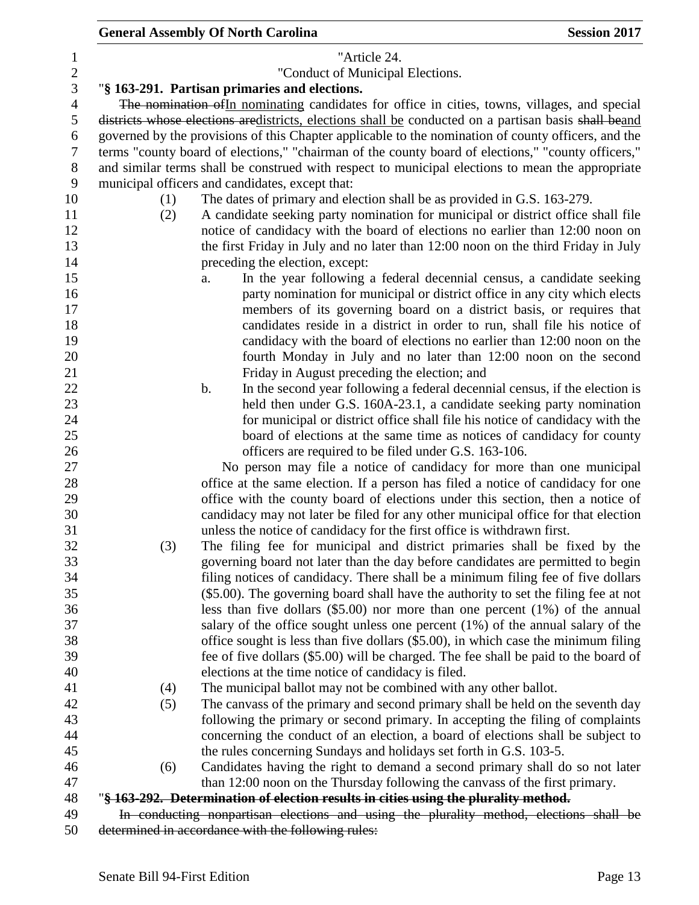"Article 24.

"Conduct of Municipal Elections.

"**§ 163-291. Partisan primaries and elections.**

~~The nomination of~~In nominating candidates for office in cities, towns, villages, and special ~~districts whose elections are~~districts, elections shall be conducted on a partisan basis ~~shall be~~and governed by the provisions of this Chapter applicable to the nomination of county officers, and the terms "county board of elections," "chairman of the county board of elections," "county officers," and similar terms shall be construed with respect to municipal elections to mean the appropriate municipal officers and candidates, except that:

(1) The dates of primary and election shall be as provided in G.S. 163-279.

(2) A candidate seeking party nomination for municipal or district office shall file notice of candidacy with the board of elections no earlier than 12:00 noon on the first Friday in July and no later than 12:00 noon on the third Friday in July preceding the election, except:

a. In the year following a federal decennial census, a candidate seeking party nomination for municipal or district office in any city which elects members of its governing board on a district basis, or requires that candidates reside in a district in order to run, shall file his notice of candidacy with the board of elections no earlier than 12:00 noon on the fourth Monday in July and no later than 12:00 noon on the second Friday in August preceding the election; and

b. In the second year following a federal decennial census, if the election is held then under G.S. 160A-23.1, a candidate seeking party nomination for municipal or district office shall file his notice of candidacy with the board of elections at the same time as notices of candidacy for county officers are required to be filed under G.S. 163-106.

No person may file a notice of candidacy for more than one municipal office at the same election. If a person has filed a notice of candidacy for one office with the county board of elections under this section, then a notice of candidacy may not later be filed for any other municipal office for that election unless the notice of candidacy for the first office is withdrawn first.

(3) The filing fee for municipal and district primaries shall be fixed by the governing board not later than the day before candidates are permitted to begin filing notices of candidacy. There shall be a minimum filing fee of five dollars ($5.00). The governing board shall have the authority to set the filing fee at not less than five dollars ($5.00) nor more than one percent (1%) of the annual salary of the office sought unless one percent (1%) of the annual salary of the office sought is less than five dollars ($5.00), in which case the minimum filing fee of five dollars ($5.00) will be charged. The fee shall be paid to the board of elections at the time notice of candidacy is filed.

(4) The municipal ballot may not be combined with any other ballot.

(5) The canvass of the primary and second primary shall be held on the seventh day following the primary or second primary. In accepting the filing of complaints concerning the conduct of an election, a board of elections shall be subject to the rules concerning Sundays and holidays set forth in G.S. 103-5.

(6) Candidates having the right to demand a second primary shall do so not later than 12:00 noon on the Thursday following the canvass of the first primary.

"~~**§ 163-292. Determination of election results in cities using the plurality method.**~~

~~In conducting nonpartisan elections and using the plurality method, elections shall be determined in accordance with the following rules:~~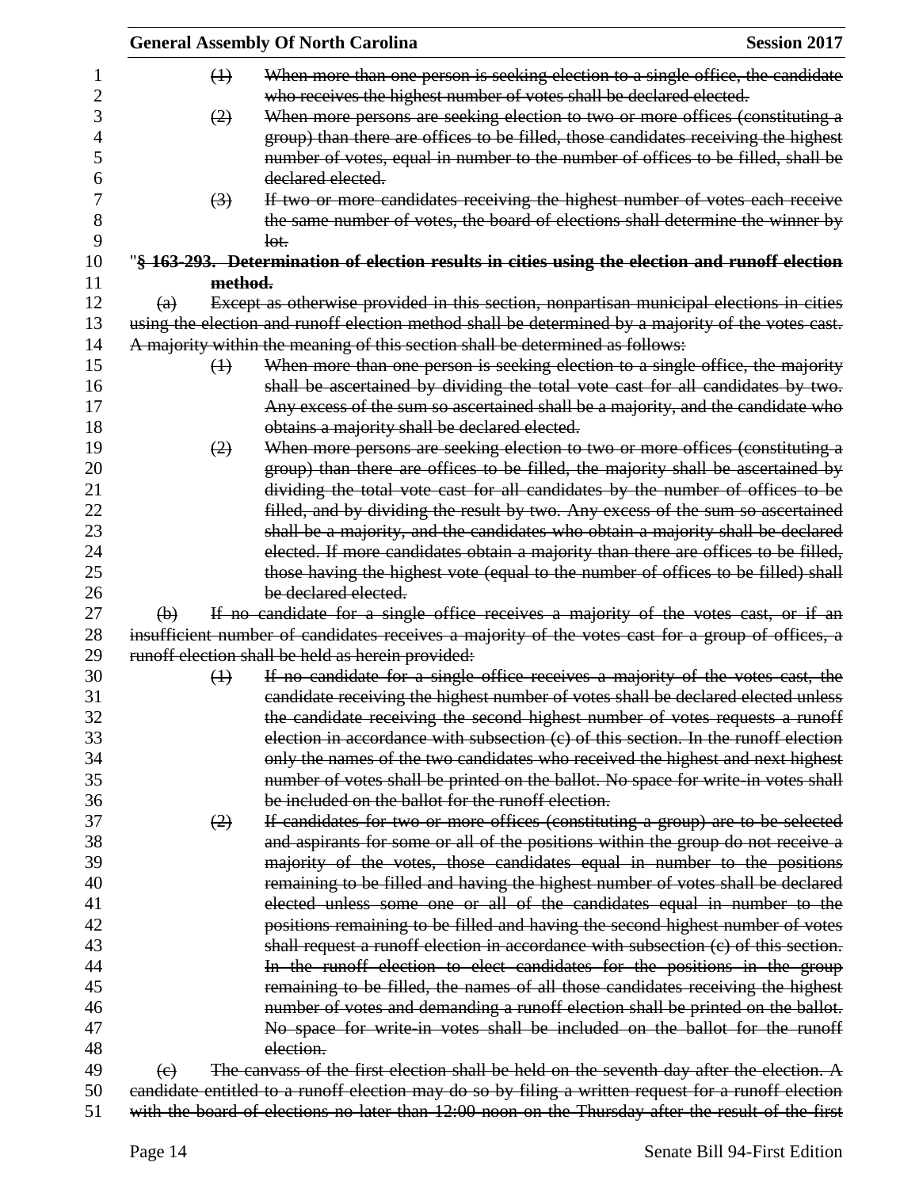~~(1) When more than one person is seeking election to a single office, the candidate who receives the highest number of votes shall be declared elected.~~

~~(2) When more persons are seeking election to two or more offices (constituting a group) than there are offices to be filled, those candidates receiving the highest number of votes, equal in number to the number of offices to be filled, shall be declared elected.~~

~~(3) If two or more candidates receiving the highest number of votes each receive the same number of votes, the board of elections shall determine the winner by lot.~~

"**~~§ 163-293. Determination of election results in cities using the election and runoff election method.~~**

~~(a) Except as otherwise provided in this section, nonpartisan municipal elections in cities using the election and runoff election method shall be determined by a majority of the votes cast. A majority within the meaning of this section shall be determined as follows:~~

~~(1) When more than one person is seeking election to a single office, the majority shall be ascertained by dividing the total vote cast for all candidates by two. Any excess of the sum so ascertained shall be a majority, and the candidate who obtains a majority shall be declared elected.~~

~~(2) When more persons are seeking election to two or more offices (constituting a group) than there are offices to be filled, the majority shall be ascertained by dividing the total vote cast for all candidates by the number of offices to be filled, and by dividing the result by two. Any excess of the sum so ascertained shall be a majority, and the candidates who obtain a majority shall be declared elected. If more candidates obtain a majority than there are offices to be filled, those having the highest vote (equal to the number of offices to be filled) shall be declared elected.~~

~~(b) If no candidate for a single office receives a majority of the votes cast, or if an insufficient number of candidates receives a majority of the votes cast for a group of offices, a runoff election shall be held as herein provided:~~

~~(1) If no candidate for a single office receives a majority of the votes cast, the candidate receiving the highest number of votes shall be declared elected unless the candidate receiving the second highest number of votes requests a runoff election in accordance with subsection (c) of this section. In the runoff election only the names of the two candidates who received the highest and next highest number of votes shall be printed on the ballot. No space for write-in votes shall be included on the ballot for the runoff election.~~

~~(2) If candidates for two or more offices (constituting a group) are to be selected and aspirants for some or all of the positions within the group do not receive a majority of the votes, those candidates equal in number to the positions remaining to be filled and having the highest number of votes shall be declared elected unless some one or all of the candidates equal in number to the positions remaining to be filled and having the second highest number of votes shall request a runoff election in accordance with subsection (c) of this section. In the runoff election to elect candidates for the positions in the group remaining to be filled, the names of all those candidates receiving the highest number of votes and demanding a runoff election shall be printed on the ballot. No space for write-in votes shall be included on the ballot for the runoff election.~~

~~(c) The canvass of the first election shall be held on the seventh day after the election. A candidate entitled to a runoff election may do so by filing a written request for a runoff election with the board of elections no later than 12:00 noon on the Thursday after the result of the first~~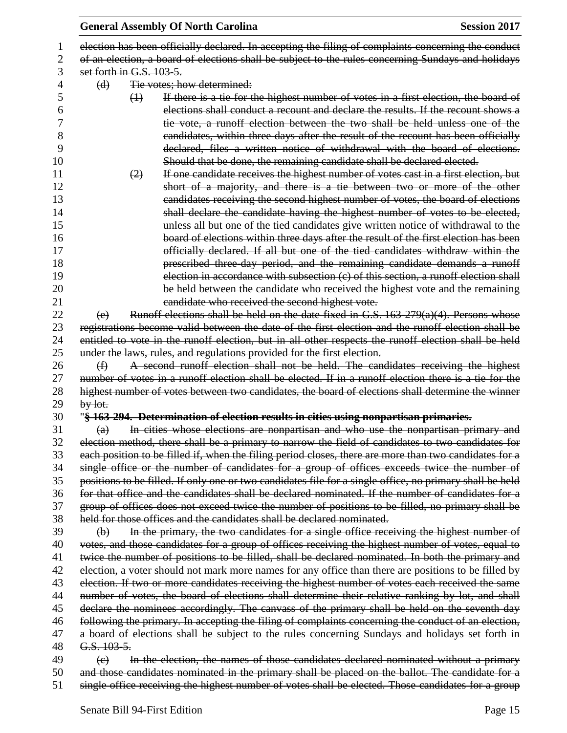~~election has been officially declared. In accepting the filing of complaints concerning the conduct of an election, a board of elections shall be subject to the rules concerning Sundays and holidays set forth in G.S. 103-5.~~

~~(d) Tie votes; how determined:~~

~~(1) If there is a tie for the highest number of votes in a first election, the board of elections shall conduct a recount and declare the results. If the recount shows a tie vote, a runoff election between the two shall be held unless one of the candidates, within three days after the result of the recount has been officially declared, files a written notice of withdrawal with the board of elections. Should that be done, the remaining candidate shall be declared elected.~~

~~(2) If one candidate receives the highest number of votes cast in a first election, but short of a majority, and there is a tie between two or more of the other candidates receiving the second highest number of votes, the board of elections shall declare the candidate having the highest number of votes to be elected, unless all but one of the tied candidates give written notice of withdrawal to the board of elections within three days after the result of the first election has been officially declared. If all but one of the tied candidates withdraw within the prescribed three-day period, and the remaining candidate demands a runoff election in accordance with subsection (c) of this section, a runoff election shall be held between the candidate who received the highest vote and the remaining candidate who received the second highest vote.~~

~~(e) Runoff elections shall be held on the date fixed in G.S. 163-279(a)(4). Persons whose registrations become valid between the date of the first election and the runoff election shall be entitled to vote in the runoff election, but in all other respects the runoff election shall be held under the laws, rules, and regulations provided for the first election.~~

~~(f) A second runoff election shall not be held. The candidates receiving the highest number of votes in a runoff election shall be elected. If in a runoff election there is a tie for the highest number of votes between two candidates, the board of elections shall determine the winner by lot.~~

"~~**§ 163-294. Determination of election results in cities using nonpartisan primaries.**~~

~~(a) In cities whose elections are nonpartisan and who use the nonpartisan primary and election method, there shall be a primary to narrow the field of candidates to two candidates for each position to be filled if, when the filing period closes, there are more than two candidates for a single office or the number of candidates for a group of offices exceeds twice the number of positions to be filled. If only one or two candidates file for a single office, no primary shall be held for that office and the candidates shall be declared nominated. If the number of candidates for a group of offices does not exceed twice the number of positions to be filled, no primary shall be held for those offices and the candidates shall be declared nominated.~~

~~(b) In the primary, the two candidates for a single office receiving the highest number of votes, and those candidates for a group of offices receiving the highest number of votes, equal to twice the number of positions to be filled, shall be declared nominated. In both the primary and election, a voter should not mark more names for any office than there are positions to be filled by election. If two or more candidates receiving the highest number of votes each received the same number of votes, the board of elections shall determine their relative ranking by lot, and shall declare the nominees accordingly. The canvass of the primary shall be held on the seventh day following the primary. In accepting the filing of complaints concerning the conduct of an election, a board of elections shall be subject to the rules concerning Sundays and holidays set forth in G.S. 103-5.~~

~~(c) In the election, the names of those candidates declared nominated without a primary and those candidates nominated in the primary shall be placed on the ballot. The candidate for a single office receiving the highest number of votes shall be elected. Those candidates for a group~~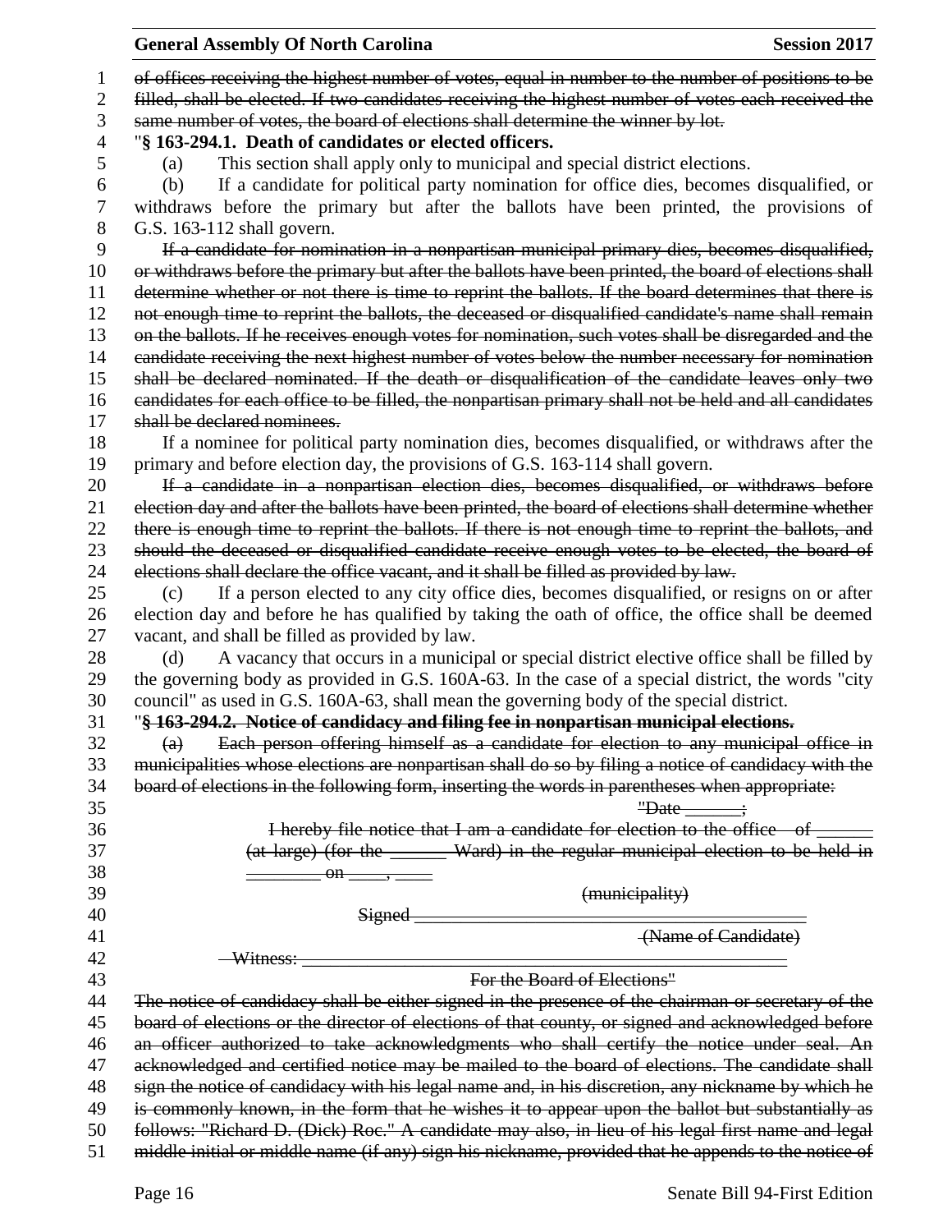~~of offices receiving the highest number of votes, equal in number to the number of positions to be filled, shall be elected. If two candidates receiving the highest number of votes each received the same number of votes, the board of elections shall determine the winner by lot.~~

"**§ 163-294.1. Death of candidates or elected officers.**

(a) This section shall apply only to municipal and special district elections.

(b) If a candidate for political party nomination for office dies, becomes disqualified, or withdraws before the primary but after the ballots have been printed, the provisions of G.S. 163-112 shall govern.

~~If a candidate for nomination in a nonpartisan municipal primary dies, becomes disqualified, or withdraws before the primary but after the ballots have been printed, the board of elections shall determine whether or not there is time to reprint the ballots. If the board determines that there is not enough time to reprint the ballots, the deceased or disqualified candidate's name shall remain on the ballots. If he receives enough votes for nomination, such votes shall be disregarded and the candidate receiving the next highest number of votes below the number necessary for nomination shall be declared nominated. If the death or disqualification of the candidate leaves only two candidates for each office to be filled, the nonpartisan primary shall not be held and all candidates shall be declared nominees.~~

If a nominee for political party nomination dies, becomes disqualified, or withdraws after the primary and before election day, the provisions of G.S. 163-114 shall govern.

~~If a candidate in a nonpartisan election dies, becomes disqualified, or withdraws before election day and after the ballots have been printed, the board of elections shall determine whether there is enough time to reprint the ballots. If there is not enough time to reprint the ballots, and should the deceased or disqualified candidate receive enough votes to be elected, the board of elections shall declare the office vacant, and it shall be filled as provided by law.~~

(c) If a person elected to any city office dies, becomes disqualified, or resigns on or after election day and before he has qualified by taking the oath of office, the office shall be deemed vacant, and shall be filled as provided by law.

(d) A vacancy that occurs in a municipal or special district elective office shall be filled by the governing body as provided in G.S. 160A-63. In the case of a special district, the words "city council" as used in G.S. 160A-63, shall mean the governing body of the special district.

"~~**§ 163-294.2. Notice of candidacy and filing fee in nonpartisan municipal elections.**~~

~~(a) Each person offering himself as a candidate for election to any municipal office in municipalities whose elections are nonpartisan shall do so by filing a notice of candidacy with the board of elections in the following form, inserting the words in parentheses when appropriate:~~

~~"Date ______;~~

~~I hereby file notice that I am a candidate for election to the office of ______ (at large) (for the ______ Ward) in the regular municipal election to be held in ________ on ____, ____~~

~~(municipality)~~

~~Signed ________________________________~~

~~(Name of Candidate)~~

~~Witness: ________________________________~~

~~For the Board of Elections"~~

~~The notice of candidacy shall be either signed in the presence of the chairman or secretary of the board of elections or the director of elections of that county, or signed and acknowledged before an officer authorized to take acknowledgments who shall certify the notice under seal. An acknowledged and certified notice may be mailed to the board of elections. The candidate shall sign the notice of candidacy with his legal name and, in his discretion, any nickname by which he is commonly known, in the form that he wishes it to appear upon the ballot but substantially as follows: "Richard D. (Dick) Roe." A candidate may also, in lieu of his legal first name and legal middle initial or middle name (if any) sign his nickname, provided that he appends to the notice of~~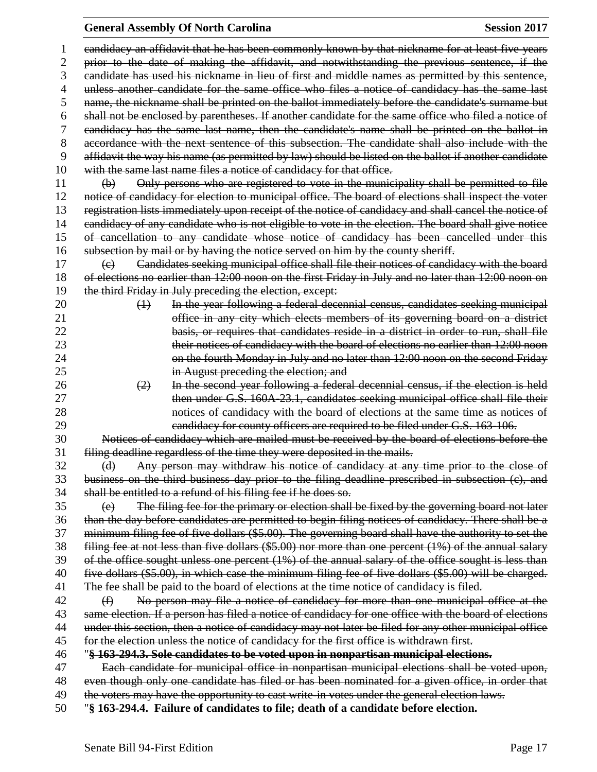~~candidacy an affidavit that he has been commonly known by that nickname for at least five years prior to the date of making the affidavit, and notwithstanding the previous sentence, if the candidate has used his nickname in lieu of first and middle names as permitted by this sentence, unless another candidate for the same office who files a notice of candidacy has the same last name, the nickname shall be printed on the ballot immediately before the candidate's surname but shall not be enclosed by parentheses. If another candidate for the same office who filed a notice of candidacy has the same last name, then the candidate's name shall be printed on the ballot in accordance with the next sentence of this subsection. The candidate shall also include with the affidavit the way his name (as permitted by law) should be listed on the ballot if another candidate with the same last name files a notice of candidacy for that office.~~

~~(b) Only persons who are registered to vote in the municipality shall be permitted to file notice of candidacy for election to municipal office. The board of elections shall inspect the voter registration lists immediately upon receipt of the notice of candidacy and shall cancel the notice of candidacy of any candidate who is not eligible to vote in the election. The board shall give notice of cancellation to any candidate whose notice of candidacy has been cancelled under this subsection by mail or by having the notice served on him by the county sheriff.~~

~~(c) Candidates seeking municipal office shall file their notices of candidacy with the board of elections no earlier than 12:00 noon on the first Friday in July and no later than 12:00 noon on the third Friday in July preceding the election, except:~~

~~(1) In the year following a federal decennial census, candidates seeking municipal office in any city which elects members of its governing board on a district basis, or requires that candidates reside in a district in order to run, shall file their notices of candidacy with the board of elections no earlier than 12:00 noon on the fourth Monday in July and no later than 12:00 noon on the second Friday in August preceding the election; and~~

~~(2) In the second year following a federal decennial census, if the election is held then under G.S. 160A-23.1, candidates seeking municipal office shall file their notices of candidacy with the board of elections at the same time as notices of candidacy for county officers are required to be filed under G.S. 163-106.~~

~~Notices of candidacy which are mailed must be received by the board of elections before the filing deadline regardless of the time they were deposited in the mails.~~

~~(d) Any person may withdraw his notice of candidacy at any time prior to the close of business on the third business day prior to the filing deadline prescribed in subsection (c), and shall be entitled to a refund of his filing fee if he does so.~~

~~(e) The filing fee for the primary or election shall be fixed by the governing board not later than the day before candidates are permitted to begin filing notices of candidacy. There shall be a minimum filing fee of five dollars ($5.00). The governing board shall have the authority to set the filing fee at not less than five dollars ($5.00) nor more than one percent (1%) of the annual salary of the office sought unless one percent (1%) of the annual salary of the office sought is less than five dollars ($5.00), in which case the minimum filing fee of five dollars ($5.00) will be charged. The fee shall be paid to the board of elections at the time notice of candidacy is filed.~~

~~(f) No person may file a notice of candidacy for more than one municipal office at the same election. If a person has filed a notice of candidacy for one office with the board of elections under this section, then a notice of candidacy may not later be filed for any other municipal office for the election unless the notice of candidacy for the first office is withdrawn first.~~

"~~**§ 163-294.3. Sole candidates to be voted upon in nonpartisan municipal elections.**~~

~~Each candidate for municipal office in nonpartisan municipal elections shall be voted upon, even though only one candidate has filed or has been nominated for a given office, in order that the voters may have the opportunity to cast write-in votes under the general election laws.~~

"**§ 163-294.4. Failure of candidates to file; death of a candidate before election.**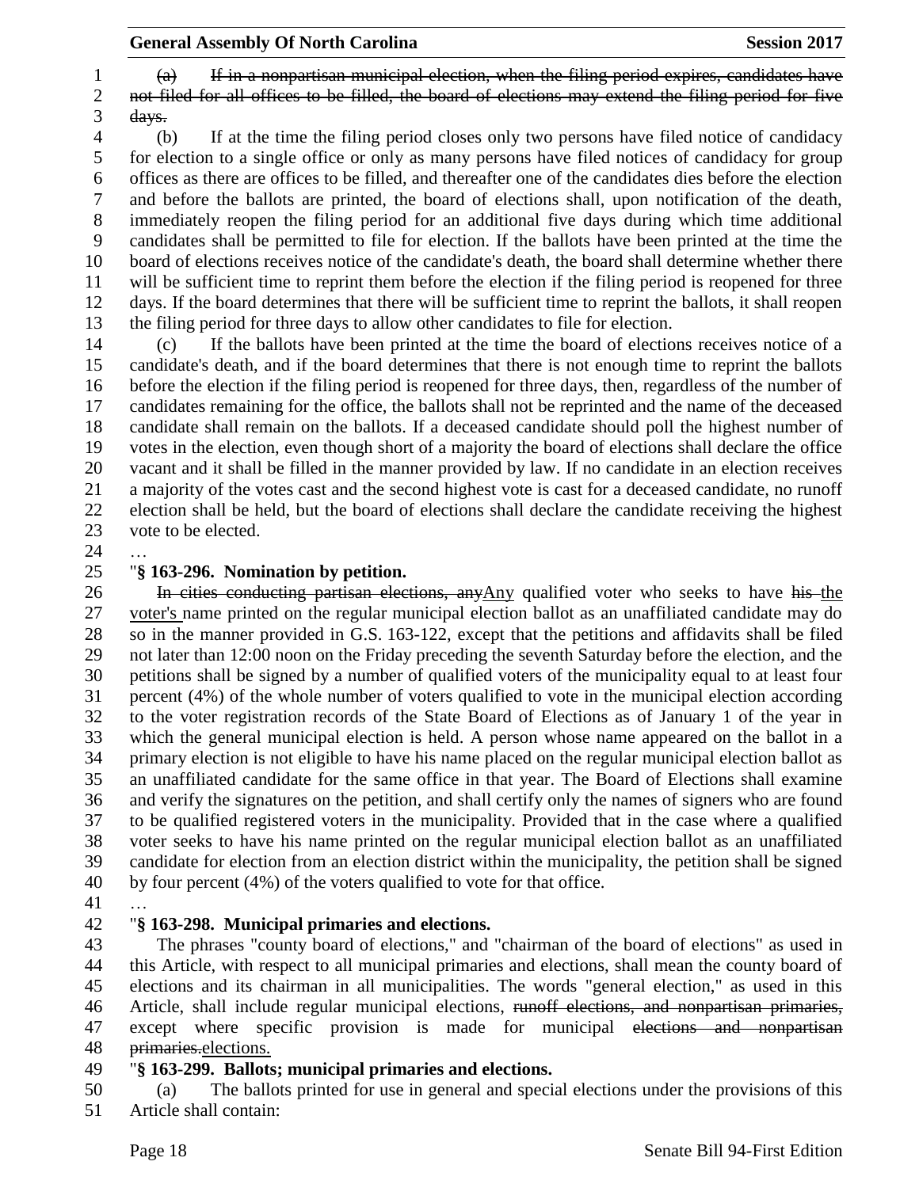(a) ~~If in a nonpartisan municipal election, when the filing period expires, candidates have not filed for all offices to be filled, the board of elections may extend the filing period for five days.~~

(b) If at the time the filing period closes only two persons have filed notice of candidacy for election to a single office or only as many persons have filed notices of candidacy for group offices as there are offices to be filled, and thereafter one of the candidates dies before the election and before the ballots are printed, the board of elections shall, upon notification of the death, immediately reopen the filing period for an additional five days during which time additional candidates shall be permitted to file for election. If the ballots have been printed at the time the board of elections receives notice of the candidate's death, the board shall determine whether there will be sufficient time to reprint them before the election if the filing period is reopened for three days. If the board determines that there will be sufficient time to reprint the ballots, it shall reopen the filing period for three days to allow other candidates to file for election.

(c) If the ballots have been printed at the time the board of elections receives notice of a candidate's death, and if the board determines that there is not enough time to reprint the ballots before the election if the filing period is reopened for three days, then, regardless of the number of candidates remaining for the office, the ballots shall not be reprinted and the name of the deceased candidate shall remain on the ballots. If a deceased candidate should poll the highest number of votes in the election, even though short of a majority the board of elections shall declare the office vacant and it shall be filled in the manner provided by law. If no candidate in an election receives a majority of the votes cast and the second highest vote is cast for a deceased candidate, no runoff election shall be held, but the board of elections shall declare the candidate receiving the highest vote to be elected.

…

"**§ 163-296. Nomination by petition.**

~~In cities conducting partisan elections, any~~Any qualified voter who seeks to have ~~his~~ the voter's name printed on the regular municipal election ballot as an unaffiliated candidate may do so in the manner provided in G.S. 163-122, except that the petitions and affidavits shall be filed not later than 12:00 noon on the Friday preceding the seventh Saturday before the election, and the petitions shall be signed by a number of qualified voters of the municipality equal to at least four percent (4%) of the whole number of voters qualified to vote in the municipal election according to the voter registration records of the State Board of Elections as of January 1 of the year in which the general municipal election is held. A person whose name appeared on the ballot in a primary election is not eligible to have his name placed on the regular municipal election ballot as an unaffiliated candidate for the same office in that year. The Board of Elections shall examine and verify the signatures on the petition, and shall certify only the names of signers who are found to be qualified registered voters in the municipality. Provided that in the case where a qualified voter seeks to have his name printed on the regular municipal election ballot as an unaffiliated candidate for election from an election district within the municipality, the petition shall be signed by four percent (4%) of the voters qualified to vote for that office.

…

"**§ 163-298. Municipal primaries and elections.**

The phrases "county board of elections," and "chairman of the board of elections" as used in this Article, with respect to all municipal primaries and elections, shall mean the county board of elections and its chairman in all municipalities. The words "general election," as used in this Article, shall include regular municipal elections, ~~runoff elections, and nonpartisan primaries,~~ except where specific provision is made for municipal ~~elections and nonpartisan primaries.~~elections.

"**§ 163-299. Ballots; municipal primaries and elections.**

(a) The ballots printed for use in general and special elections under the provisions of this Article shall contain: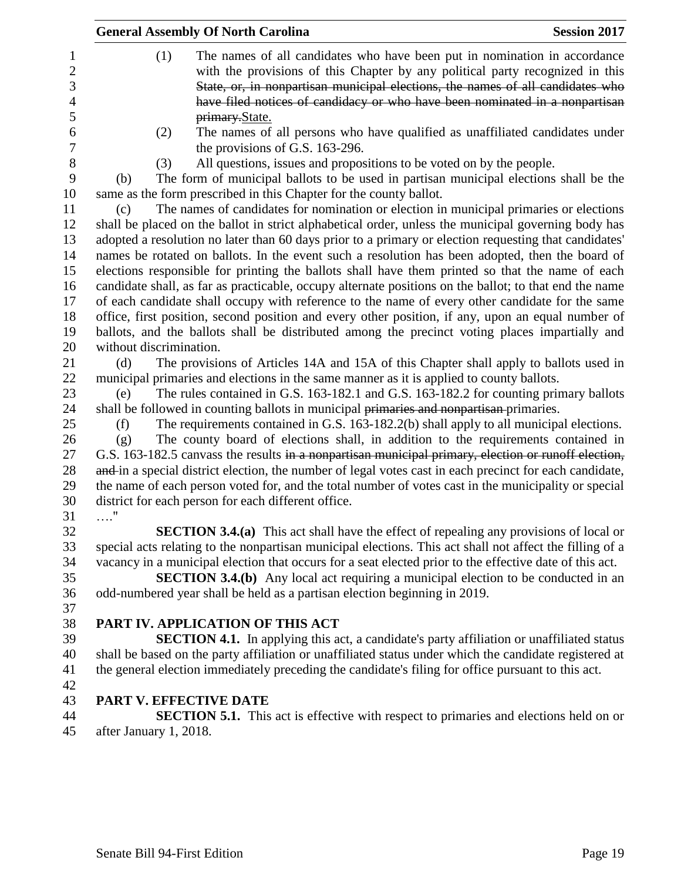(1) The names of all candidates who have been put in nomination in accordance with the provisions of this Chapter by any political party recognized in this State, or, in nonpartisan municipal elections, the names of all candidates who have filed notices of candidacy or who have been nominated in a nonpartisan primary.State.

(2) The names of all persons who have qualified as unaffiliated candidates under the provisions of G.S. 163-296.

(3) All questions, issues and propositions to be voted on by the people.

(b) The form of municipal ballots to be used in partisan municipal elections shall be the same as the form prescribed in this Chapter for the county ballot.

(c) The names of candidates for nomination or election in municipal primaries or elections shall be placed on the ballot in strict alphabetical order, unless the municipal governing body has adopted a resolution no later than 60 days prior to a primary or election requesting that candidates' names be rotated on ballots. In the event such a resolution has been adopted, then the board of elections responsible for printing the ballots shall have them printed so that the name of each candidate shall, as far as practicable, occupy alternate positions on the ballot; to that end the name of each candidate shall occupy with reference to the name of every other candidate for the same office, first position, second position and every other position, if any, upon an equal number of ballots, and the ballots shall be distributed among the precinct voting places impartially and without discrimination.

(d) The provisions of Articles 14A and 15A of this Chapter shall apply to ballots used in municipal primaries and elections in the same manner as it is applied to county ballots.

(e) The rules contained in G.S. 163-182.1 and G.S. 163-182.2 for counting primary ballots shall be followed in counting ballots in municipal primaries and nonpartisan primaries.

(f) The requirements contained in G.S. 163-182.2(b) shall apply to all municipal elections.

(g) The county board of elections shall, in addition to the requirements contained in G.S. 163-182.5 canvass the results in a nonpartisan municipal primary, election or runoff election, and in a special district election, the number of legal votes cast in each precinct for each candidate, the name of each person voted for, and the total number of votes cast in the municipality or special district for each person for each different office.

…."

**SECTION 3.4.(a)** This act shall have the effect of repealing any provisions of local or special acts relating to the nonpartisan municipal elections. This act shall not affect the filling of a vacancy in a municipal election that occurs for a seat elected prior to the effective date of this act.

**SECTION 3.4.(b)** Any local act requiring a municipal election to be conducted in an odd-numbered year shall be held as a partisan election beginning in 2019.

## PART IV. APPLICATION OF THIS ACT

**SECTION 4.1.** In applying this act, a candidate's party affiliation or unaffiliated status shall be based on the party affiliation or unaffiliated status under which the candidate registered at the general election immediately preceding the candidate's filing for office pursuant to this act.

## PART V. EFFECTIVE DATE

**SECTION 5.1.** This act is effective with respect to primaries and elections held on or after January 1, 2018.